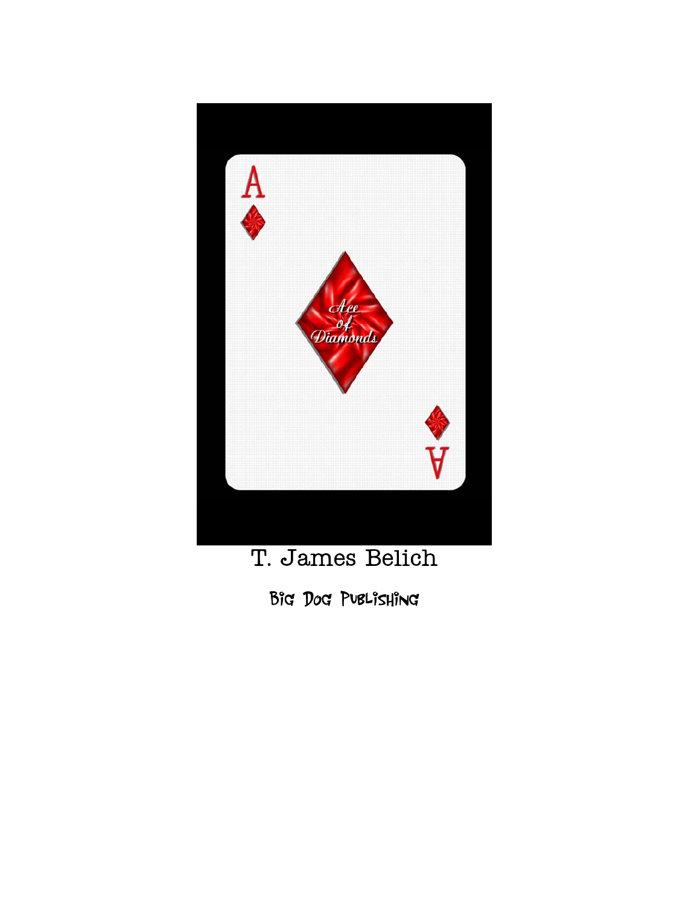# Ace of Diamonds

T. James Belich

Big Dog Publishing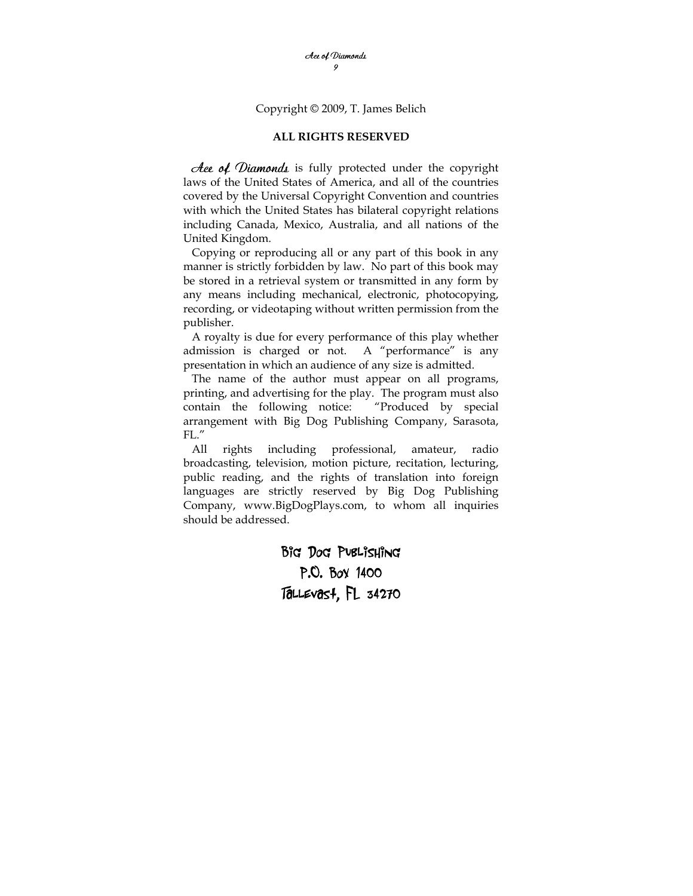Copyright © 2009, T. James Belich

**ALL RIGHTS RESERVED**

*Ace of Diamonds* is fully protected under the copyright laws of the United States of America, and all of the countries covered by the Universal Copyright Convention and countries with which the United States has bilateral copyright relations including Canada, Mexico, Australia, and all nations of the United Kingdom.

Copying or reproducing all or any part of this book in any manner is strictly forbidden by law. No part of this book may be stored in a retrieval system or transmitted in any form by any means including mechanical, electronic, photocopying, recording, or videotaping without written permission from the publisher.

A royalty is due for every performance of this play whether admission is charged or not. A "performance" is any presentation in which an audience of any size is admitted.

The name of the author must appear on all programs, printing, and advertising for the play. The program must also contain the following notice: "Produced by special arrangement with Big Dog Publishing Company, Sarasota, FL."

All rights including professional, amateur, radio broadcasting, television, motion picture, recitation, lecturing, public reading, and the rights of translation into foreign languages are strictly reserved by Big Dog Publishing Company, www.BigDogPlays.com, to whom all inquiries should be addressed.

Big Dog Publishing
P.O. Box 1400
Tallevast, FL 34270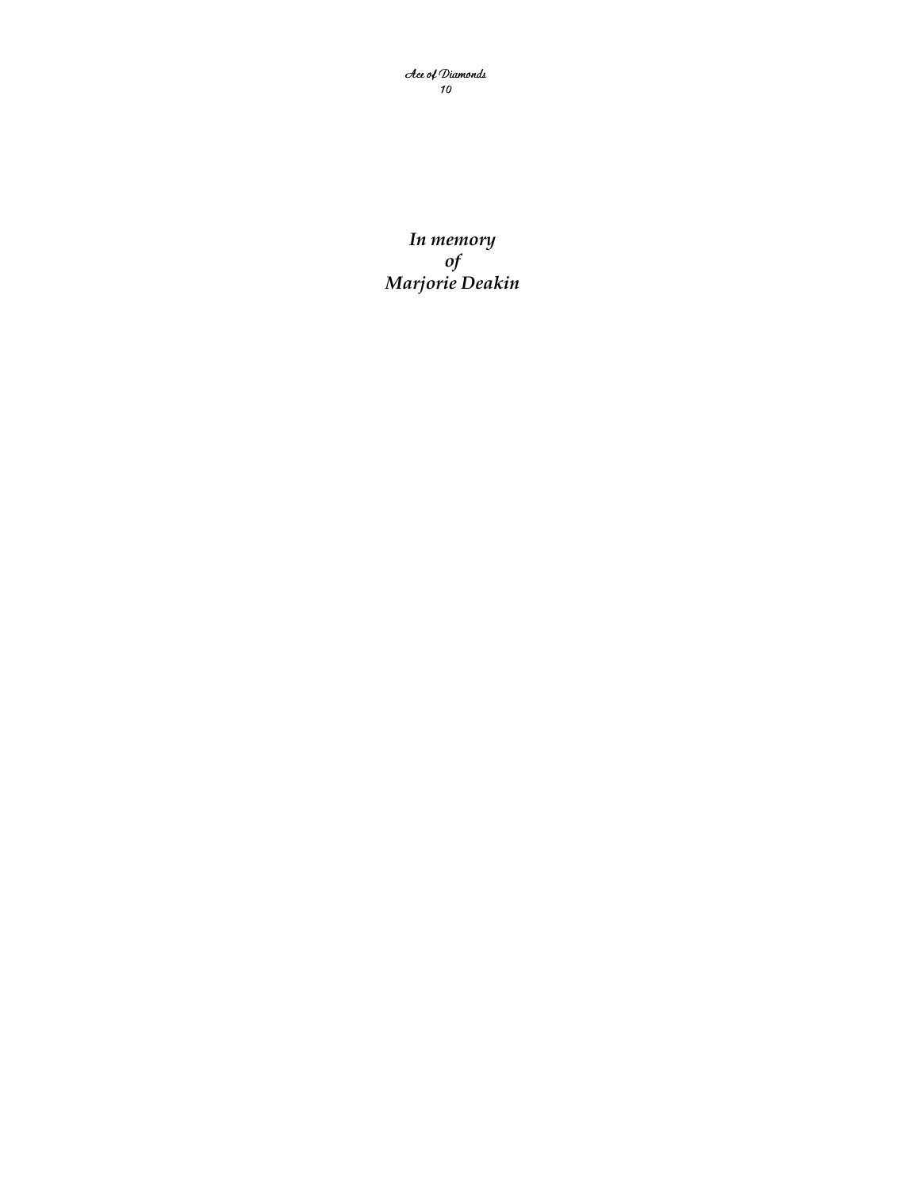***In memory***
***of***
***Marjorie Deakin***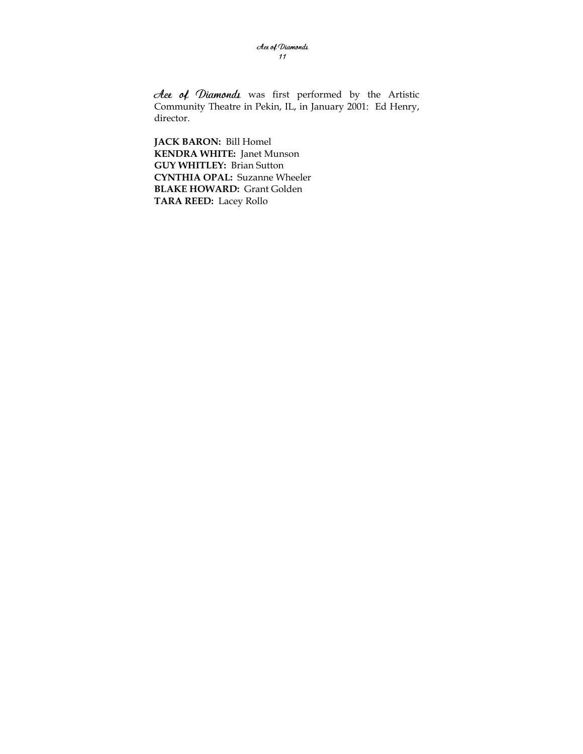*Ace of Diamonds* was first performed by the Artistic Community Theatre in Pekin, IL, in January 2001: Ed Henry, director.

**JACK BARON:** Bill Homel
**KENDRA WHITE:** Janet Munson
**GUY WHITLEY:** Brian Sutton
**CYNTHIA OPAL:** Suzanne Wheeler
**BLAKE HOWARD:** Grant Golden
**TARA REED:** Lacey Rollo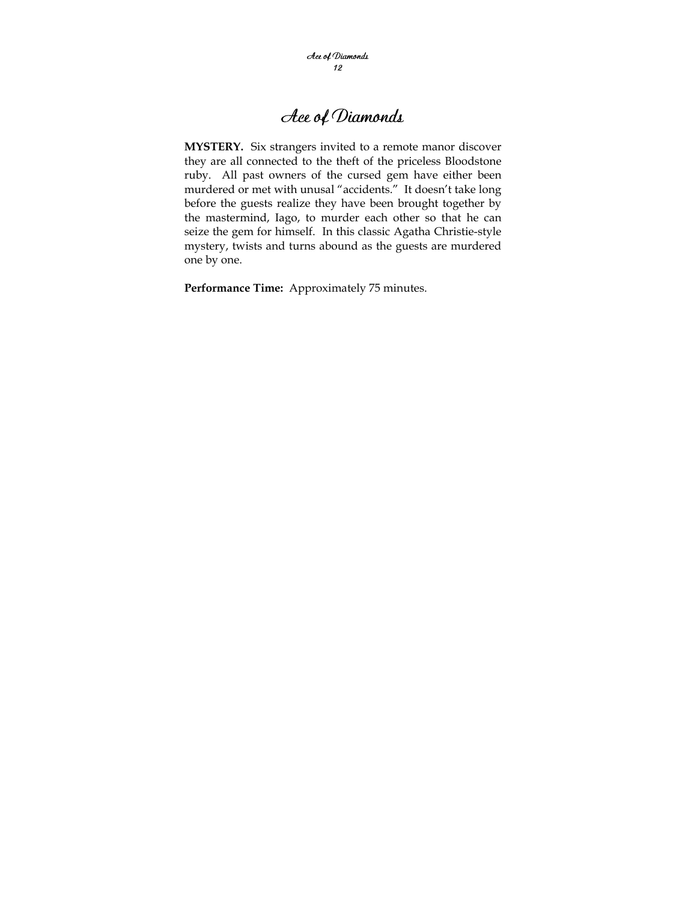# Ace of Diamonds

**MYSTERY.** Six strangers invited to a remote manor discover they are all connected to the theft of the priceless Bloodstone ruby. All past owners of the cursed gem have either been murdered or met with unusal "accidents." It doesn't take long before the guests realize they have been brought together by the mastermind, Iago, to murder each other so that he can seize the gem for himself. In this classic Agatha Christie-style mystery, twists and turns abound as the guests are murdered one by one.

**Performance Time:** Approximately 75 minutes.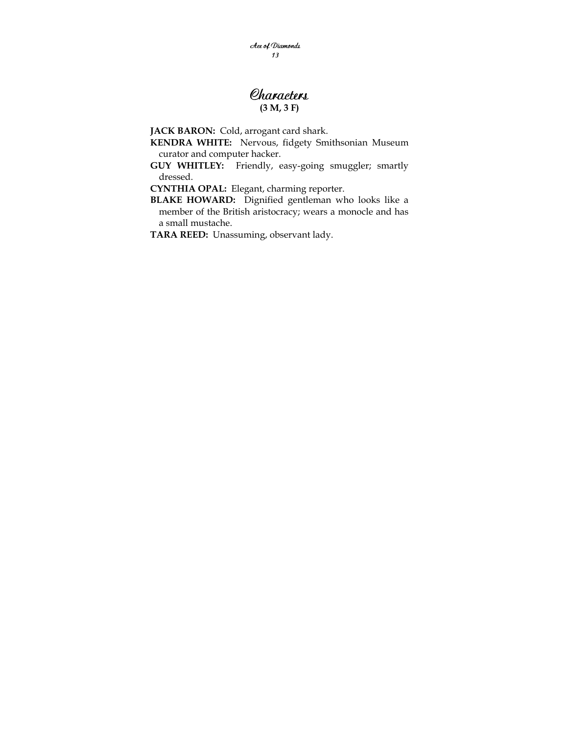# Characters

**(3 M, 3 F)**

**JACK BARON:** Cold, arrogant card shark.

**KENDRA WHITE:** Nervous, fidgety Smithsonian Museum curator and computer hacker.

**GUY WHITLEY:** Friendly, easy-going smuggler; smartly dressed.

**CYNTHIA OPAL:** Elegant, charming reporter.

**BLAKE HOWARD:** Dignified gentleman who looks like a member of the British aristocracy; wears a monocle and has a small mustache.

**TARA REED:** Unassuming, observant lady.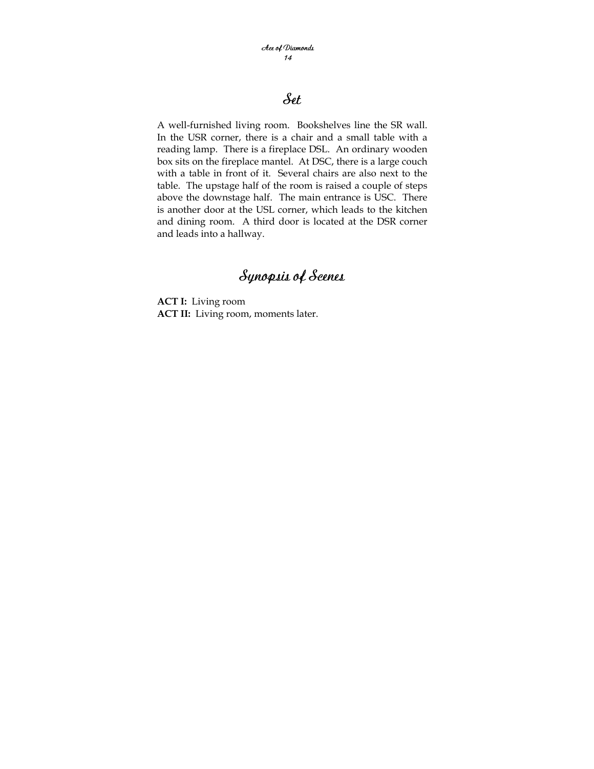# Set

A well-furnished living room. Bookshelves line the SR wall. In the USR corner, there is a chair and a small table with a reading lamp. There is a fireplace DSL. An ordinary wooden box sits on the fireplace mantel. At DSC, there is a large couch with a table in front of it. Several chairs are also next to the table. The upstage half of the room is raised a couple of steps above the downstage half. The main entrance is USC. There is another door at the USL corner, which leads to the kitchen and dining room. A third door is located at the DSR corner and leads into a hallway.

# Synopsis of Scenes

**ACT I:** Living room
**ACT II:** Living room, moments later.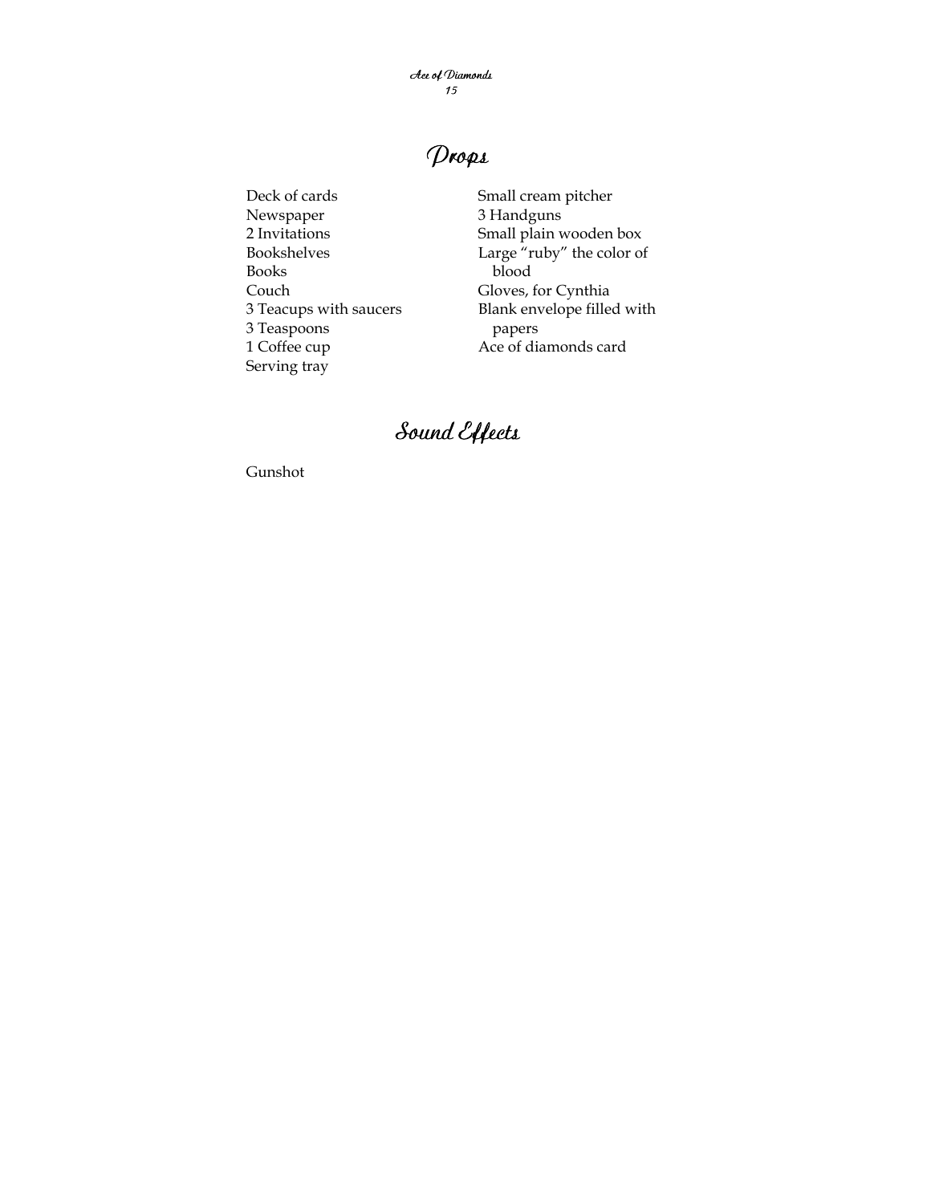## Props

- Deck of cards
- Newspaper
- 2 Invitations
- Bookshelves
- Books
- Couch
- 3 Teacups with saucers
- 3 Teaspoons
- 1 Coffee cup
- Serving tray
- Small cream pitcher
- 3 Handguns
- Small plain wooden box
- Large "ruby" the color of blood
- Gloves, for Cynthia
- Blank envelope filled with papers
- Ace of diamonds card

## Sound Effects

Gunshot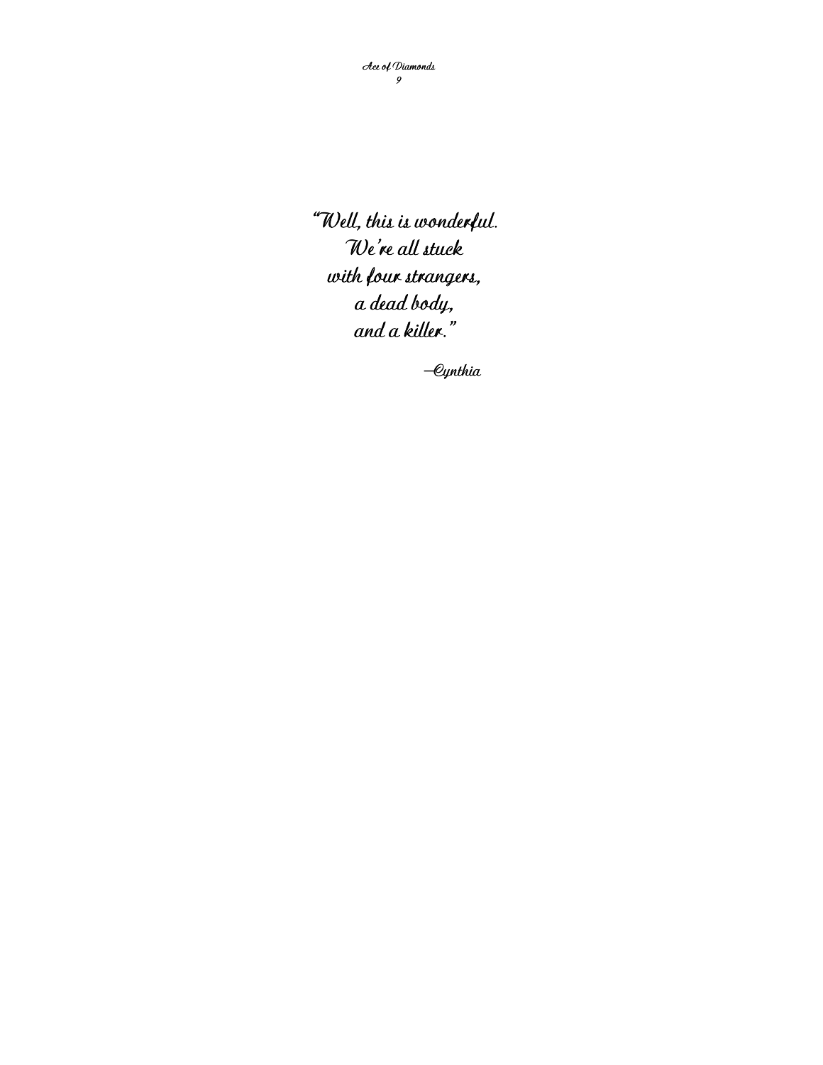*"Well, this is wonderful.*
*We're all stuck*
*with four strangers,*
*a dead body,*
*and a killer."*

*—Cynthia*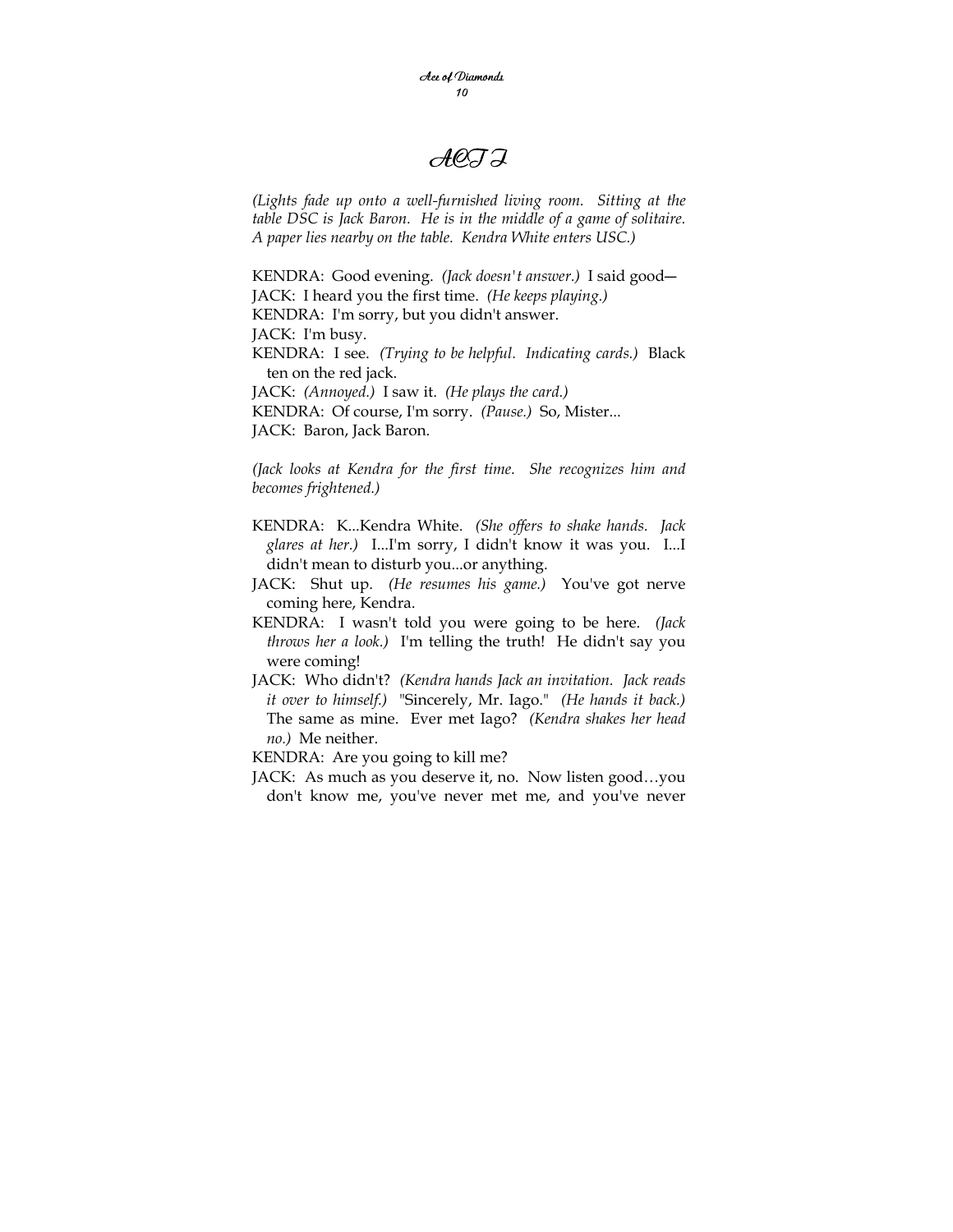# ACT I

*(Lights fade up onto a well-furnished living room. Sitting at the table DSC is Jack Baron. He is in the middle of a game of solitaire. A paper lies nearby on the table. Kendra White enters USC.)*

KENDRA: Good evening. *(Jack doesn't answer.)* I said good—

JACK: I heard you the first time. *(He keeps playing.)*

KENDRA: I'm sorry, but you didn't answer.

JACK: I'm busy.

KENDRA: I see. *(Trying to be helpful. Indicating cards.)* Black ten on the red jack.

JACK: *(Annoyed.)* I saw it. *(He plays the card.)*

KENDRA: Of course, I'm sorry. *(Pause.)* So, Mister...

JACK: Baron, Jack Baron.

*(Jack looks at Kendra for the first time. She recognizes him and becomes frightened.)*

KENDRA: K...Kendra White. *(She offers to shake hands. Jack glares at her.)* I...I'm sorry, I didn't know it was you. I...I didn't mean to disturb you...or anything.

JACK: Shut up. *(He resumes his game.)* You've got nerve coming here, Kendra.

KENDRA: I wasn't told you were going to be here. *(Jack throws her a look.)* I'm telling the truth! He didn't say you were coming!

JACK: Who didn't? *(Kendra hands Jack an invitation. Jack reads it over to himself.)* "Sincerely, Mr. Iago." *(He hands it back.)* The same as mine. Ever met Iago? *(Kendra shakes her head no.)* Me neither.

KENDRA: Are you going to kill me?

JACK: As much as you deserve it, no. Now listen good…you don't know me, you've never met me, and you've never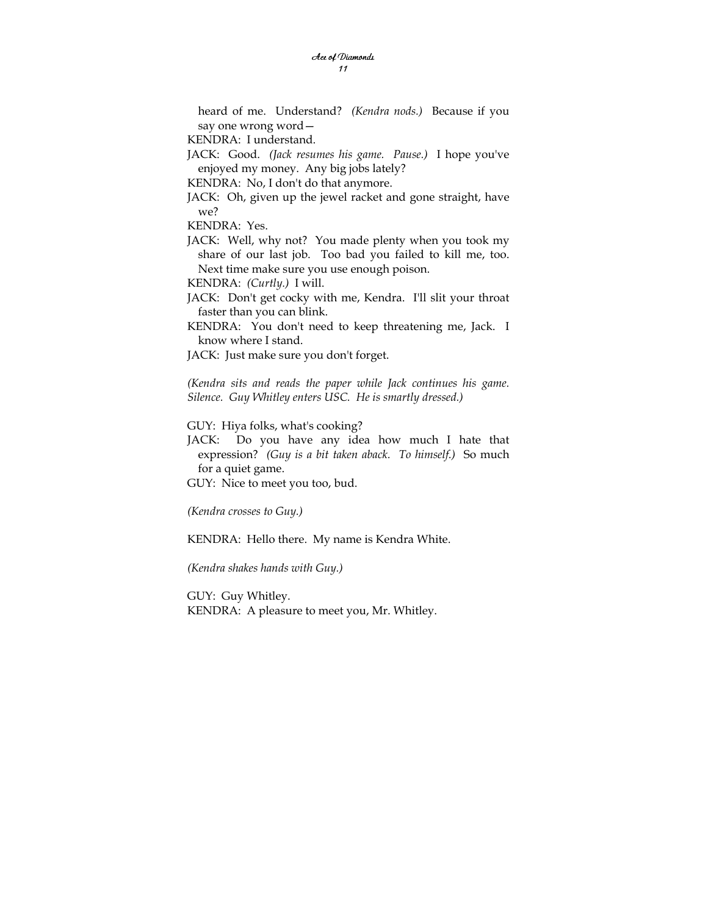heard of me. Understand? *(Kendra nods.)* Because if you say one wrong word—

KENDRA: I understand.

JACK: Good. *(Jack resumes his game. Pause.)* I hope you've enjoyed my money. Any big jobs lately?

KENDRA: No, I don't do that anymore.

JACK: Oh, given up the jewel racket and gone straight, have we?

KENDRA: Yes.

JACK: Well, why not? You made plenty when you took my share of our last job. Too bad you failed to kill me, too. Next time make sure you use enough poison.

KENDRA: *(Curtly.)* I will.

JACK: Don't get cocky with me, Kendra. I'll slit your throat faster than you can blink.

KENDRA: You don't need to keep threatening me, Jack. I know where I stand.

JACK: Just make sure you don't forget.

*(Kendra sits and reads the paper while Jack continues his game. Silence. Guy Whitley enters USC. He is smartly dressed.)*

GUY: Hiya folks, what's cooking?

JACK: Do you have any idea how much I hate that expression? *(Guy is a bit taken aback. To himself.)* So much for a quiet game.

GUY: Nice to meet you too, bud.

*(Kendra crosses to Guy.)*

KENDRA: Hello there. My name is Kendra White.

*(Kendra shakes hands with Guy.)*

GUY: Guy Whitley.

KENDRA: A pleasure to meet you, Mr. Whitley.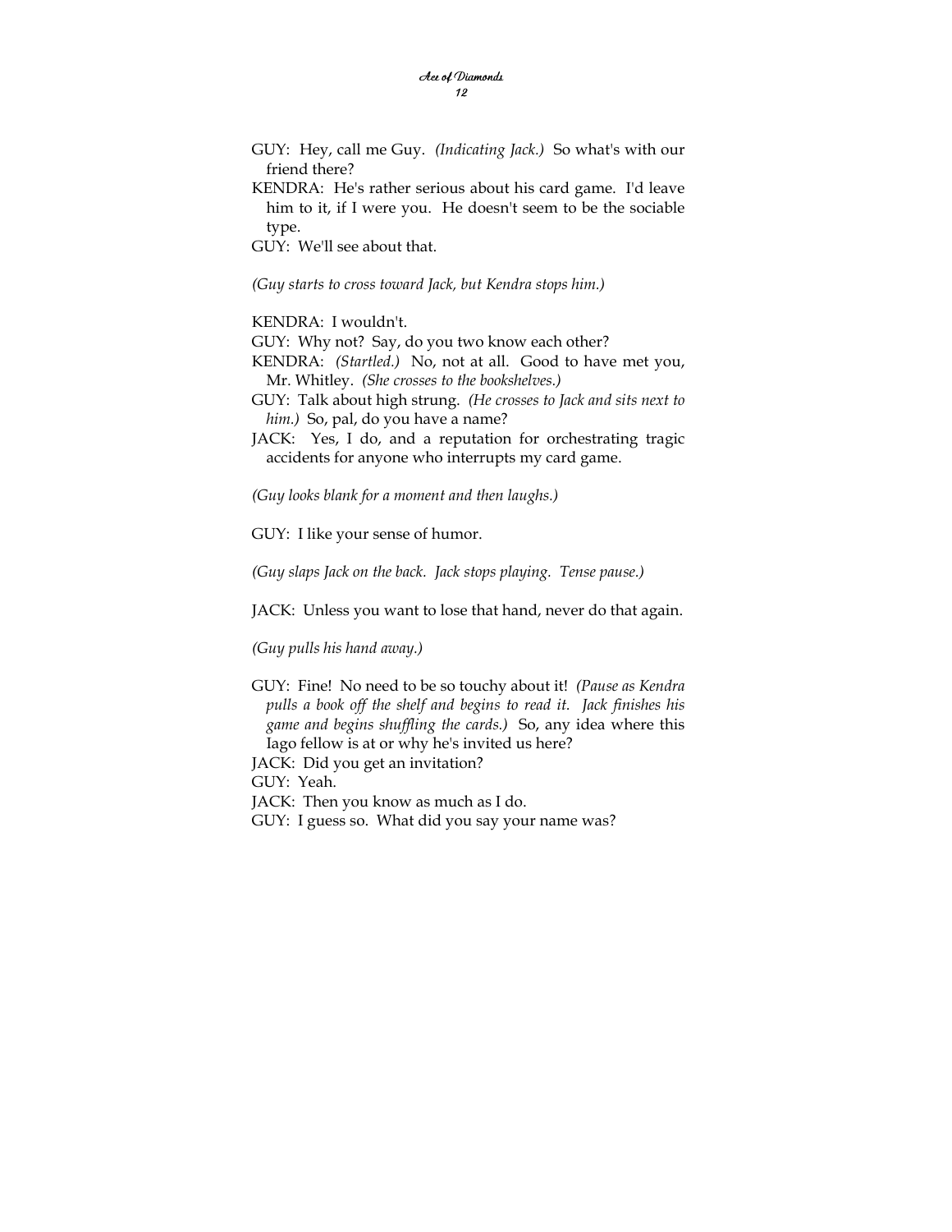GUY: Hey, call me Guy. *(Indicating Jack.)* So what's with our friend there?

KENDRA: He's rather serious about his card game. I'd leave him to it, if I were you. He doesn't seem to be the sociable type.

GUY: We'll see about that.

*(Guy starts to cross toward Jack, but Kendra stops him.)*

KENDRA: I wouldn't.

GUY: Why not? Say, do you two know each other?

KENDRA: *(Startled.)* No, not at all. Good to have met you, Mr. Whitley. *(She crosses to the bookshelves.)*

GUY: Talk about high strung. *(He crosses to Jack and sits next to him.)* So, pal, do you have a name?

JACK: Yes, I do, and a reputation for orchestrating tragic accidents for anyone who interrupts my card game.

*(Guy looks blank for a moment and then laughs.)*

GUY: I like your sense of humor.

*(Guy slaps Jack on the back. Jack stops playing. Tense pause.)*

JACK: Unless you want to lose that hand, never do that again.

*(Guy pulls his hand away.)*

GUY: Fine! No need to be so touchy about it! *(Pause as Kendra pulls a book off the shelf and begins to read it. Jack finishes his game and begins shuffling the cards.)* So, any idea where this Iago fellow is at or why he's invited us here?

JACK: Did you get an invitation?

GUY: Yeah.

JACK: Then you know as much as I do.

GUY: I guess so. What did you say your name was?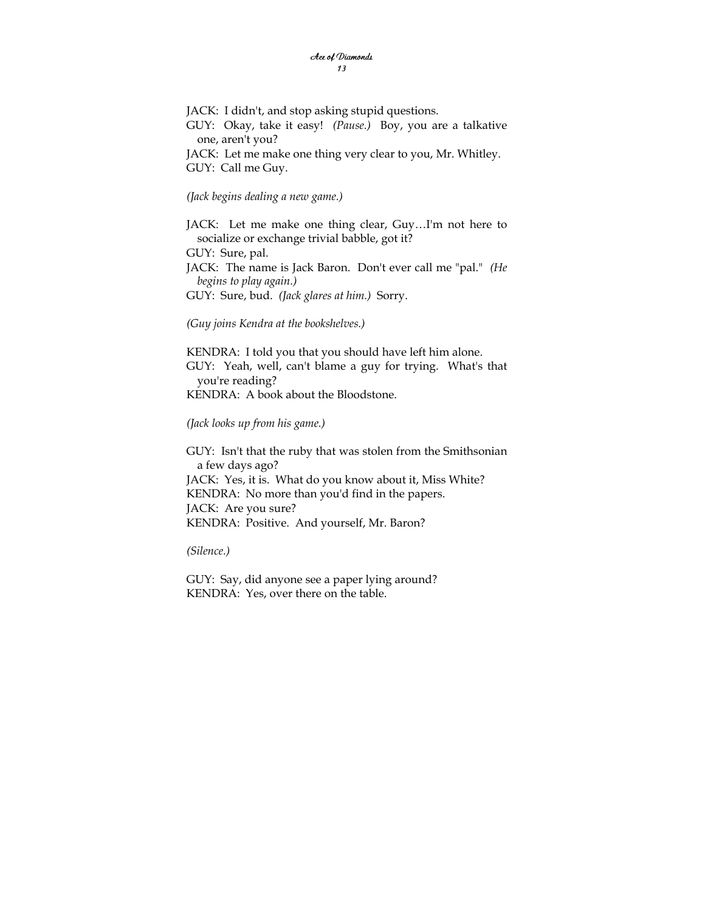JACK: I didn't, and stop asking stupid questions.

GUY: Okay, take it easy! *(Pause.)* Boy, you are a talkative one, aren't you?

JACK: Let me make one thing very clear to you, Mr. Whitley.

GUY: Call me Guy.

*(Jack begins dealing a new game.)*

JACK: Let me make one thing clear, Guy…I'm not here to socialize or exchange trivial babble, got it?

GUY: Sure, pal.

JACK: The name is Jack Baron. Don't ever call me "pal." *(He begins to play again.)*

GUY: Sure, bud. *(Jack glares at him.)* Sorry.

*(Guy joins Kendra at the bookshelves.)*

KENDRA: I told you that you should have left him alone.

GUY: Yeah, well, can't blame a guy for trying. What's that you're reading?

KENDRA: A book about the Bloodstone.

*(Jack looks up from his game.)*

GUY: Isn't that the ruby that was stolen from the Smithsonian a few days ago?

JACK: Yes, it is. What do you know about it, Miss White?

KENDRA: No more than you'd find in the papers.

JACK: Are you sure?

KENDRA: Positive. And yourself, Mr. Baron?

*(Silence.)*

GUY: Say, did anyone see a paper lying around?

KENDRA: Yes, over there on the table.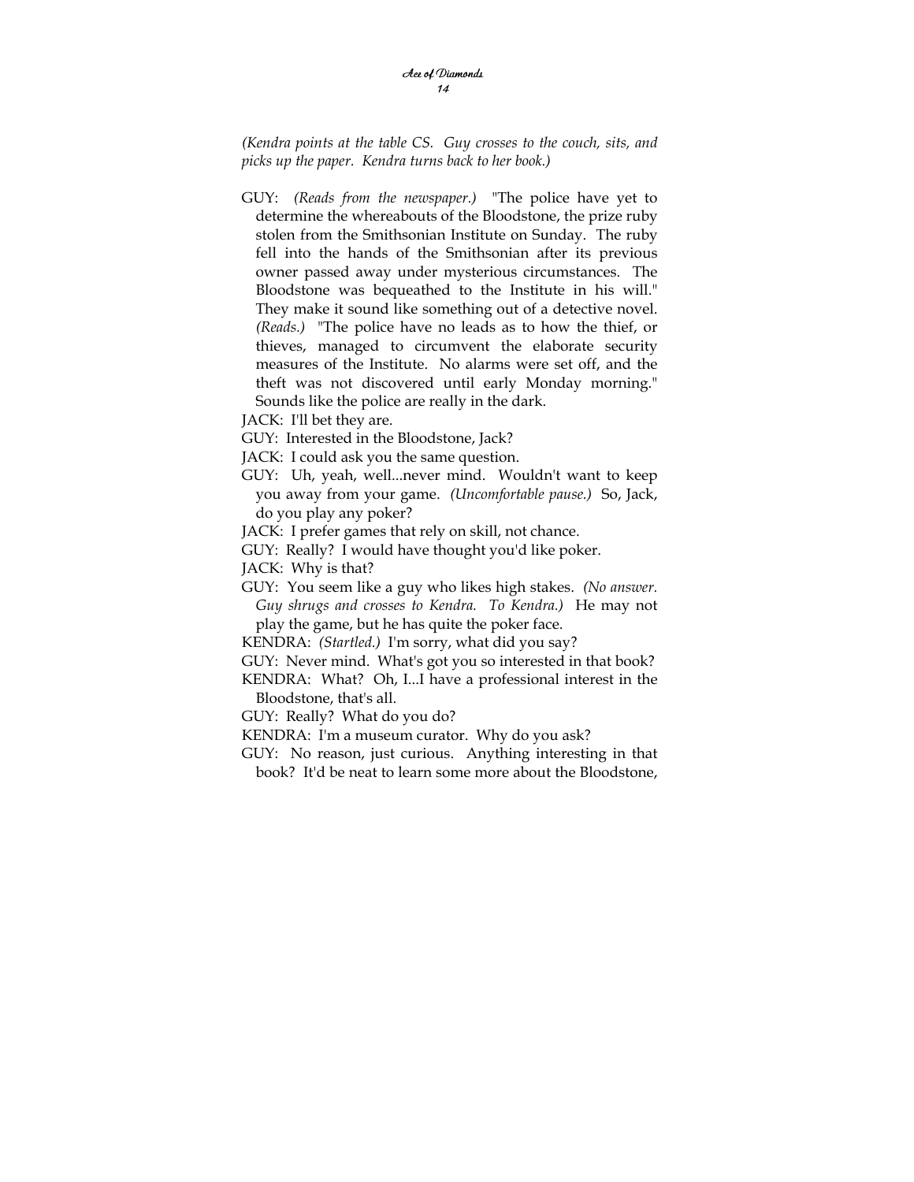*(Kendra points at the table CS. Guy crosses to the couch, sits, and picks up the paper. Kendra turns back to her book.)*

GUY: *(Reads from the newspaper.)* "The police have yet to determine the whereabouts of the Bloodstone, the prize ruby stolen from the Smithsonian Institute on Sunday. The ruby fell into the hands of the Smithsonian after its previous owner passed away under mysterious circumstances. The Bloodstone was bequeathed to the Institute in his will." They make it sound like something out of a detective novel. *(Reads.)* "The police have no leads as to how the thief, or thieves, managed to circumvent the elaborate security measures of the Institute. No alarms were set off, and the theft was not discovered until early Monday morning." Sounds like the police are really in the dark.

JACK: I'll bet they are.

GUY: Interested in the Bloodstone, Jack?

JACK: I could ask you the same question.

GUY: Uh, yeah, well...never mind. Wouldn't want to keep you away from your game. *(Uncomfortable pause.)* So, Jack, do you play any poker?

JACK: I prefer games that rely on skill, not chance.

GUY: Really? I would have thought you'd like poker.

JACK: Why is that?

GUY: You seem like a guy who likes high stakes. *(No answer. Guy shrugs and crosses to Kendra. To Kendra.)* He may not play the game, but he has quite the poker face.

KENDRA: *(Startled.)* I'm sorry, what did you say?

GUY: Never mind. What's got you so interested in that book?

KENDRA: What? Oh, I...I have a professional interest in the Bloodstone, that's all.

GUY: Really? What do you do?

KENDRA: I'm a museum curator. Why do you ask?

GUY: No reason, just curious. Anything interesting in that book? It'd be neat to learn some more about the Bloodstone,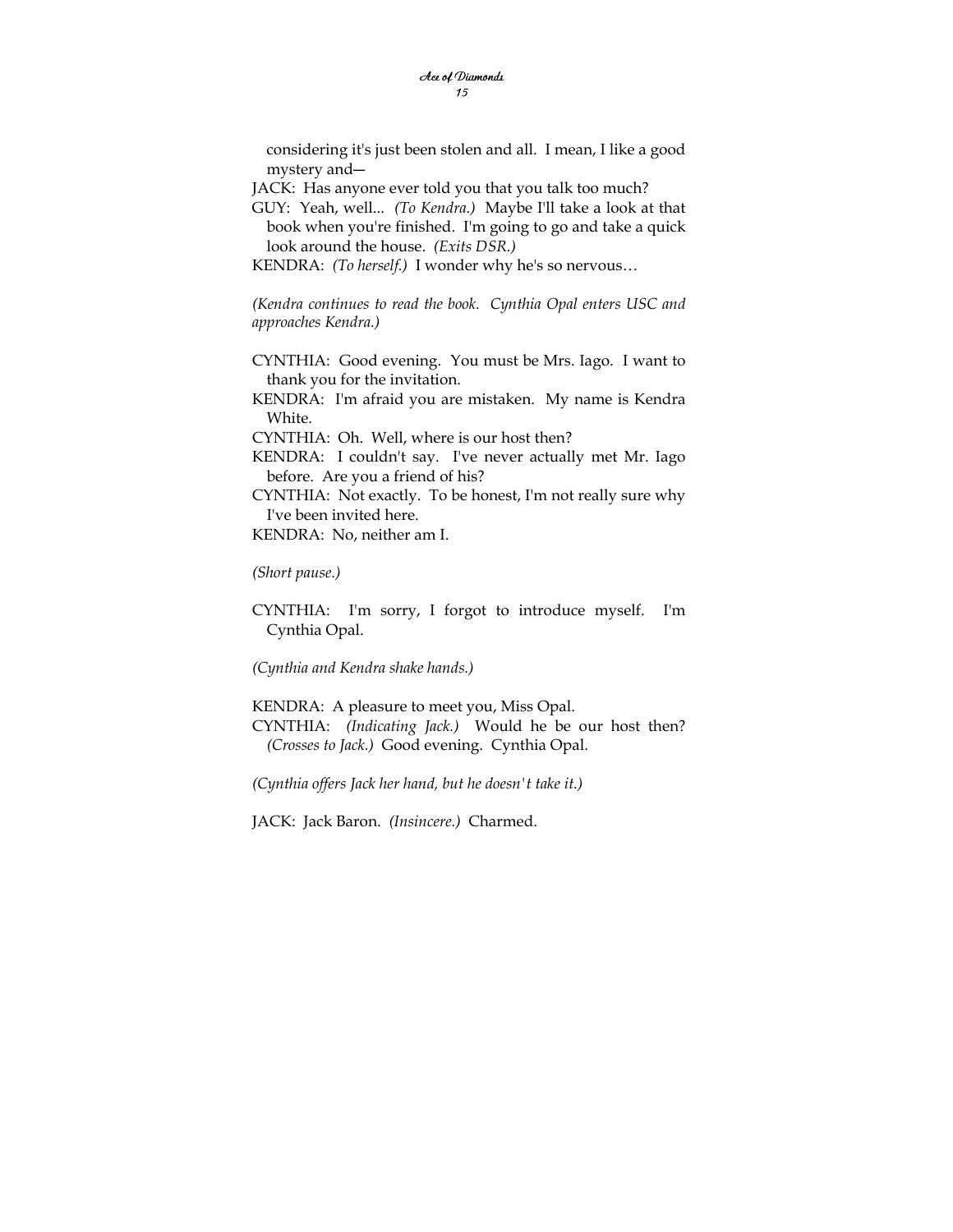considering it's just been stolen and all. I mean, I like a good mystery and—

JACK: Has anyone ever told you that you talk too much?

GUY: Yeah, well... *(To Kendra.)* Maybe I'll take a look at that book when you're finished. I'm going to go and take a quick look around the house. *(Exits DSR.)*

KENDRA: *(To herself.)* I wonder why he's so nervous…

*(Kendra continues to read the book. Cynthia Opal enters USC and approaches Kendra.)*

CYNTHIA: Good evening. You must be Mrs. Iago. I want to thank you for the invitation.

KENDRA: I'm afraid you are mistaken. My name is Kendra White.

CYNTHIA: Oh. Well, where is our host then?

KENDRA: I couldn't say. I've never actually met Mr. Iago before. Are you a friend of his?

CYNTHIA: Not exactly. To be honest, I'm not really sure why I've been invited here.

KENDRA: No, neither am I.

*(Short pause.)*

CYNTHIA: I'm sorry, I forgot to introduce myself. I'm Cynthia Opal.

*(Cynthia and Kendra shake hands.)*

KENDRA: A pleasure to meet you, Miss Opal.

CYNTHIA: *(Indicating Jack.)* Would he be our host then? *(Crosses to Jack.)* Good evening. Cynthia Opal.

*(Cynthia offers Jack her hand, but he doesn't take it.)*

JACK: Jack Baron. *(Insincere.)* Charmed.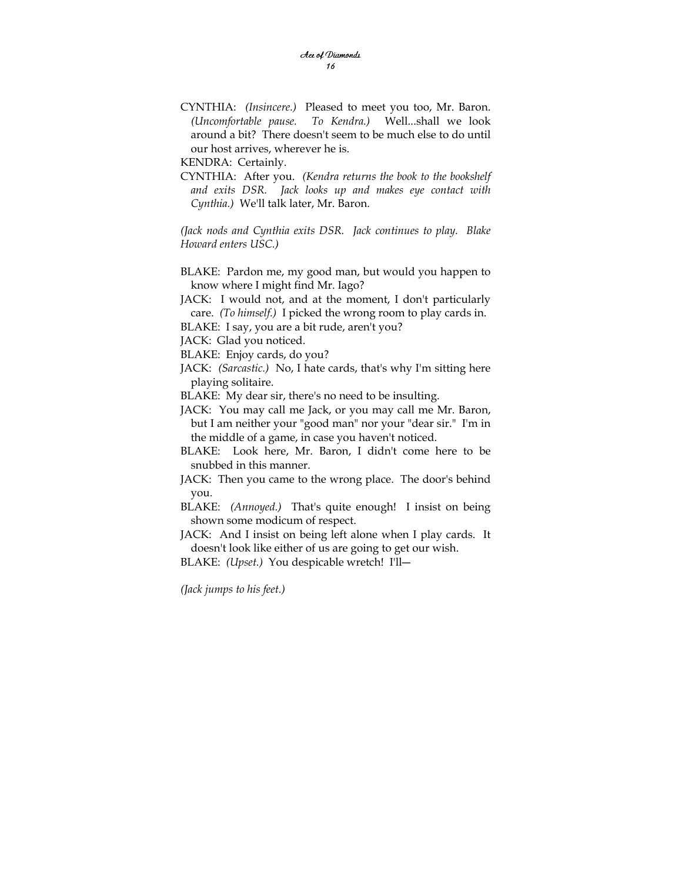CYNTHIA: *(Insincere.)* Pleased to meet you too, Mr. Baron. *(Uncomfortable pause. To Kendra.)* Well...shall we look around a bit? There doesn't seem to be much else to do until our host arrives, wherever he is.

KENDRA: Certainly.

CYNTHIA: After you. *(Kendra returns the book to the bookshelf and exits DSR. Jack looks up and makes eye contact with Cynthia.)* We'll talk later, Mr. Baron.

*(Jack nods and Cynthia exits DSR. Jack continues to play. Blake Howard enters USC.)*

BLAKE: Pardon me, my good man, but would you happen to know where I might find Mr. Iago?

JACK: I would not, and at the moment, I don't particularly care. *(To himself.)* I picked the wrong room to play cards in.

BLAKE: I say, you are a bit rude, aren't you?

JACK: Glad you noticed.

BLAKE: Enjoy cards, do you?

JACK: *(Sarcastic.)* No, I hate cards, that's why I'm sitting here playing solitaire.

BLAKE: My dear sir, there's no need to be insulting.

JACK: You may call me Jack, or you may call me Mr. Baron, but I am neither your "good man" nor your "dear sir." I'm in the middle of a game, in case you haven't noticed.

BLAKE: Look here, Mr. Baron, I didn't come here to be snubbed in this manner.

JACK: Then you came to the wrong place. The door's behind you.

BLAKE: *(Annoyed.)* That's quite enough! I insist on being shown some modicum of respect.

JACK: And I insist on being left alone when I play cards. It doesn't look like either of us are going to get our wish.

BLAKE: *(Upset.)* You despicable wretch! I'll—

*(Jack jumps to his feet.)*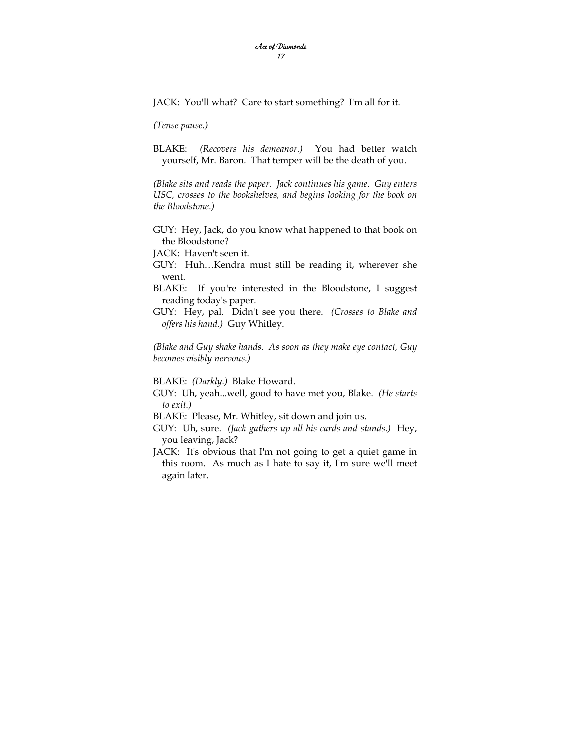JACK: You'll what? Care to start something? I'm all for it.

*(Tense pause.)*

BLAKE: *(Recovers his demeanor.)* You had better watch yourself, Mr. Baron. That temper will be the death of you.

*(Blake sits and reads the paper. Jack continues his game. Guy enters USC, crosses to the bookshelves, and begins looking for the book on the Bloodstone.)*

GUY: Hey, Jack, do you know what happened to that book on the Bloodstone?

JACK: Haven't seen it.

GUY: Huh…Kendra must still be reading it, wherever she went.

BLAKE: If you're interested in the Bloodstone, I suggest reading today's paper.

GUY: Hey, pal. Didn't see you there. *(Crosses to Blake and offers his hand.)* Guy Whitley.

*(Blake and Guy shake hands. As soon as they make eye contact, Guy becomes visibly nervous.)*

BLAKE: *(Darkly.)* Blake Howard.

GUY: Uh, yeah...well, good to have met you, Blake. *(He starts to exit.)*

BLAKE: Please, Mr. Whitley, sit down and join us.

GUY: Uh, sure. *(Jack gathers up all his cards and stands.)* Hey, you leaving, Jack?

JACK: It's obvious that I'm not going to get a quiet game in this room. As much as I hate to say it, I'm sure we'll meet again later.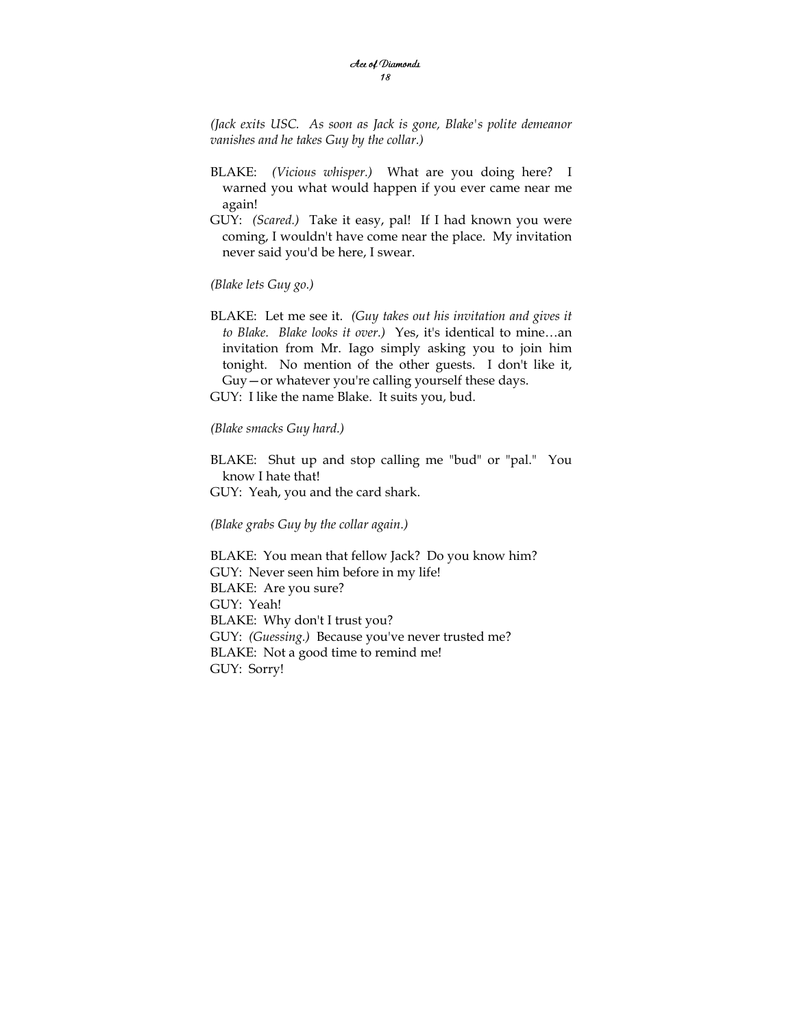*(Jack exits USC. As soon as Jack is gone, Blake's polite demeanor vanishes and he takes Guy by the collar.)*

BLAKE: *(Vicious whisper.)* What are you doing here? I warned you what would happen if you ever came near me again!

GUY: *(Scared.)* Take it easy, pal! If I had known you were coming, I wouldn't have come near the place. My invitation never said you'd be here, I swear.

*(Blake lets Guy go.)*

BLAKE: Let me see it. *(Guy takes out his invitation and gives it to Blake. Blake looks it over.)* Yes, it's identical to mine…an invitation from Mr. Iago simply asking you to join him tonight. No mention of the other guests. I don't like it, Guy—or whatever you're calling yourself these days.

GUY: I like the name Blake. It suits you, bud.

*(Blake smacks Guy hard.)*

BLAKE: Shut up and stop calling me "bud" or "pal." You know I hate that!

GUY: Yeah, you and the card shark.

*(Blake grabs Guy by the collar again.)*

BLAKE: You mean that fellow Jack? Do you know him?

GUY: Never seen him before in my life!

BLAKE: Are you sure?

GUY: Yeah!

BLAKE: Why don't I trust you?

GUY: *(Guessing.)* Because you've never trusted me?

BLAKE: Not a good time to remind me!

GUY: Sorry!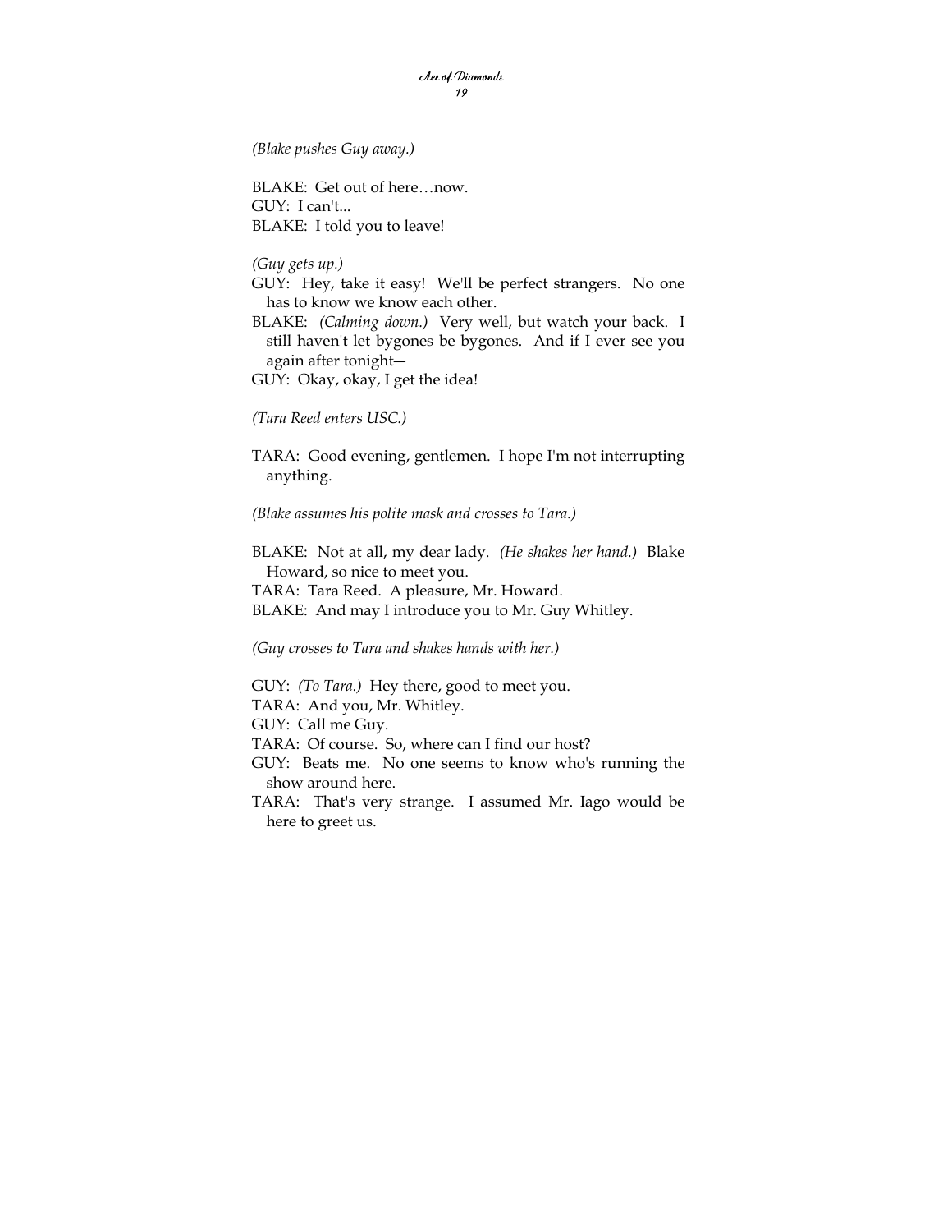*(Blake pushes Guy away.)*

BLAKE: Get out of here…now.
GUY: I can't...
BLAKE: I told you to leave!

*(Guy gets up.)*

GUY: Hey, take it easy! We'll be perfect strangers. No one has to know we know each other.
BLAKE: *(Calming down.)* Very well, but watch your back. I still haven't let bygones be bygones. And if I ever see you again after tonight—
GUY: Okay, okay, I get the idea!

*(Tara Reed enters USC.)*

TARA: Good evening, gentlemen. I hope I'm not interrupting anything.

*(Blake assumes his polite mask and crosses to Tara.)*

BLAKE: Not at all, my dear lady. *(He shakes her hand.)* Blake Howard, so nice to meet you.
TARA: Tara Reed. A pleasure, Mr. Howard.
BLAKE: And may I introduce you to Mr. Guy Whitley.

*(Guy crosses to Tara and shakes hands with her.)*

GUY: *(To Tara.)* Hey there, good to meet you.
TARA: And you, Mr. Whitley.
GUY: Call me Guy.
TARA: Of course. So, where can I find our host?
GUY: Beats me. No one seems to know who's running the show around here.
TARA: That's very strange. I assumed Mr. Iago would be here to greet us.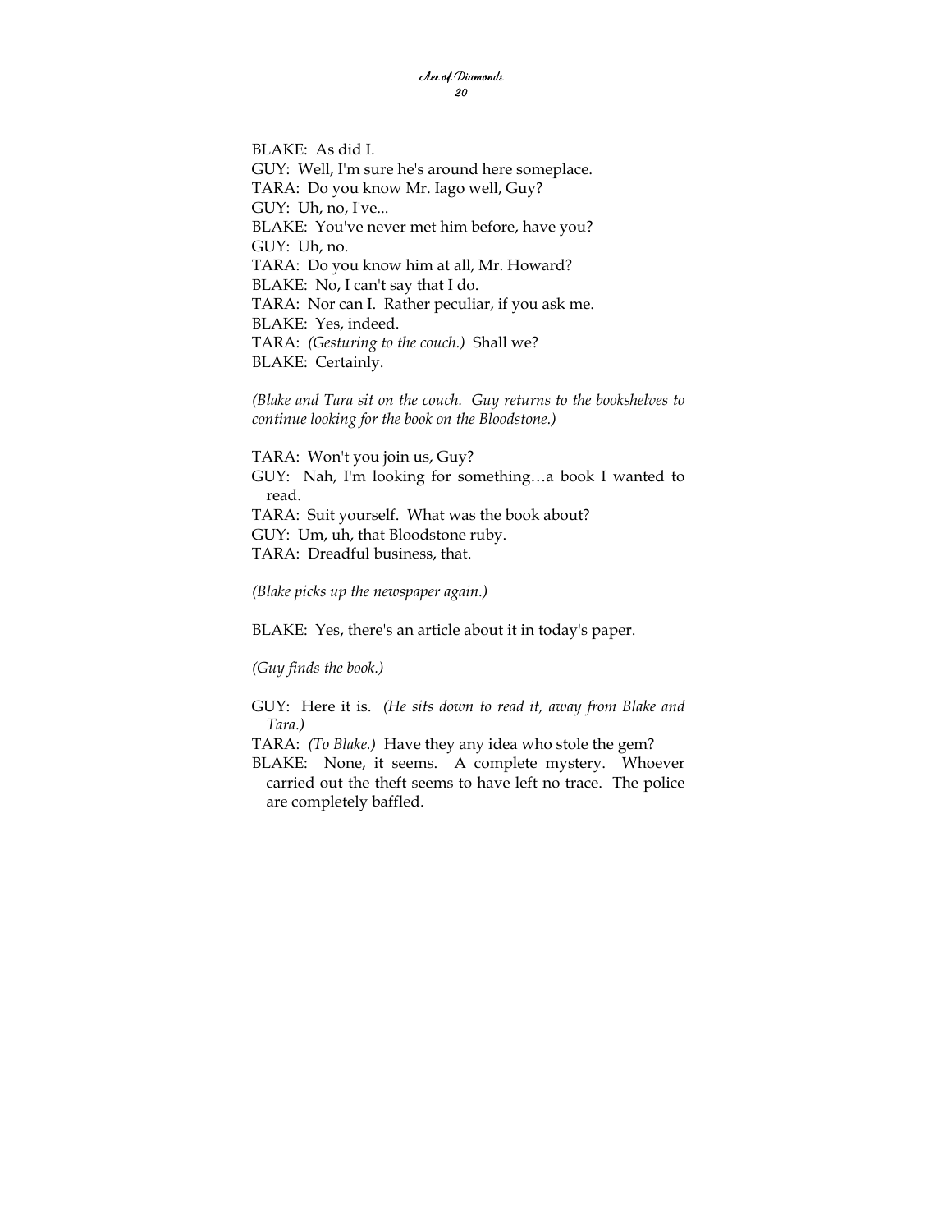BLAKE: As did I.

GUY: Well, I'm sure he's around here someplace.

TARA: Do you know Mr. Iago well, Guy?

GUY: Uh, no, I've...

BLAKE: You've never met him before, have you?

GUY: Uh, no.

TARA: Do you know him at all, Mr. Howard?

BLAKE: No, I can't say that I do.

TARA: Nor can I. Rather peculiar, if you ask me.

BLAKE: Yes, indeed.

TARA: *(Gesturing to the couch.)* Shall we?

BLAKE: Certainly.

*(Blake and Tara sit on the couch. Guy returns to the bookshelves to continue looking for the book on the Bloodstone.)*

TARA: Won't you join us, Guy?

GUY: Nah, I'm looking for something…a book I wanted to read.

TARA: Suit yourself. What was the book about?

GUY: Um, uh, that Bloodstone ruby.

TARA: Dreadful business, that.

*(Blake picks up the newspaper again.)*

BLAKE: Yes, there's an article about it in today's paper.

*(Guy finds the book.)*

GUY: Here it is. *(He sits down to read it, away from Blake and Tara.)*

TARA: *(To Blake.)* Have they any idea who stole the gem?

BLAKE: None, it seems. A complete mystery. Whoever carried out the theft seems to have left no trace. The police are completely baffled.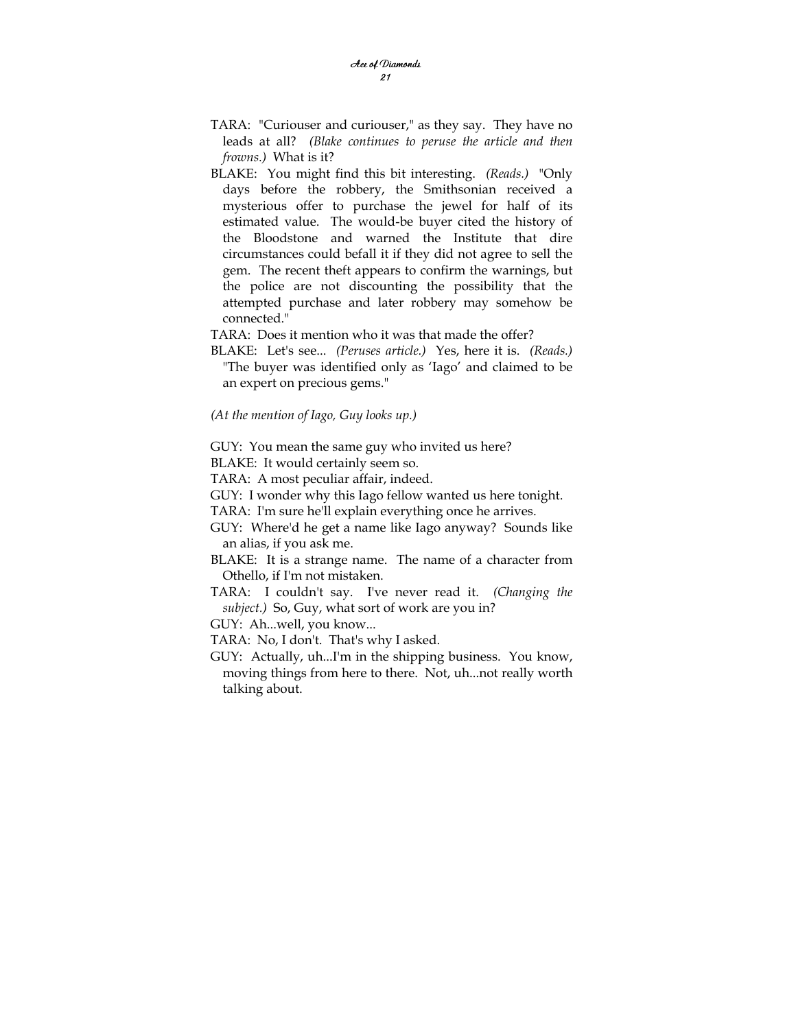TARA: "Curiouser and curiouser," as they say. They have no leads at all? *(Blake continues to peruse the article and then frowns.)* What is it?

BLAKE: You might find this bit interesting. *(Reads.)* "Only days before the robbery, the Smithsonian received a mysterious offer to purchase the jewel for half of its estimated value. The would-be buyer cited the history of the Bloodstone and warned the Institute that dire circumstances could befall it if they did not agree to sell the gem. The recent theft appears to confirm the warnings, but the police are not discounting the possibility that the attempted purchase and later robbery may somehow be connected."

TARA: Does it mention who it was that made the offer?

BLAKE: Let's see... *(Peruses article.)* Yes, here it is. *(Reads.)* "The buyer was identified only as 'Iago' and claimed to be an expert on precious gems."

*(At the mention of Iago, Guy looks up.)*

GUY: You mean the same guy who invited us here?

BLAKE: It would certainly seem so.

TARA: A most peculiar affair, indeed.

GUY: I wonder why this Iago fellow wanted us here tonight.

TARA: I'm sure he'll explain everything once he arrives.

GUY: Where'd he get a name like Iago anyway? Sounds like an alias, if you ask me.

BLAKE: It is a strange name. The name of a character from Othello, if I'm not mistaken.

TARA: I couldn't say. I've never read it. *(Changing the subject.)* So, Guy, what sort of work are you in?

GUY: Ah...well, you know...

TARA: No, I don't. That's why I asked.

GUY: Actually, uh...I'm in the shipping business. You know, moving things from here to there. Not, uh...not really worth talking about.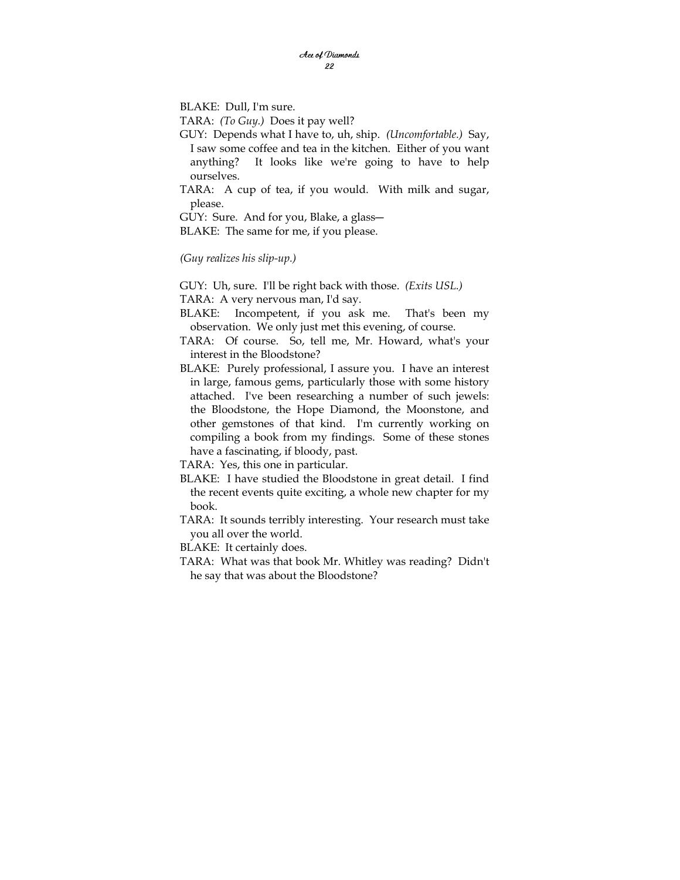BLAKE: Dull, I'm sure.

TARA: *(To Guy.)* Does it pay well?

GUY: Depends what I have to, uh, ship. *(Uncomfortable.)* Say, I saw some coffee and tea in the kitchen. Either of you want anything? It looks like we're going to have to help ourselves.

TARA: A cup of tea, if you would. With milk and sugar, please.

GUY: Sure. And for you, Blake, a glass—

BLAKE: The same for me, if you please.

*(Guy realizes his slip-up.)*

GUY: Uh, sure. I'll be right back with those. *(Exits USL.)*

TARA: A very nervous man, I'd say.

BLAKE: Incompetent, if you ask me. That's been my observation. We only just met this evening, of course.

TARA: Of course. So, tell me, Mr. Howard, what's your interest in the Bloodstone?

BLAKE: Purely professional, I assure you. I have an interest in large, famous gems, particularly those with some history attached. I've been researching a number of such jewels: the Bloodstone, the Hope Diamond, the Moonstone, and other gemstones of that kind. I'm currently working on compiling a book from my findings. Some of these stones have a fascinating, if bloody, past.

TARA: Yes, this one in particular.

BLAKE: I have studied the Bloodstone in great detail. I find the recent events quite exciting, a whole new chapter for my book.

TARA: It sounds terribly interesting. Your research must take you all over the world.

BLAKE: It certainly does.

TARA: What was that book Mr. Whitley was reading? Didn't he say that was about the Bloodstone?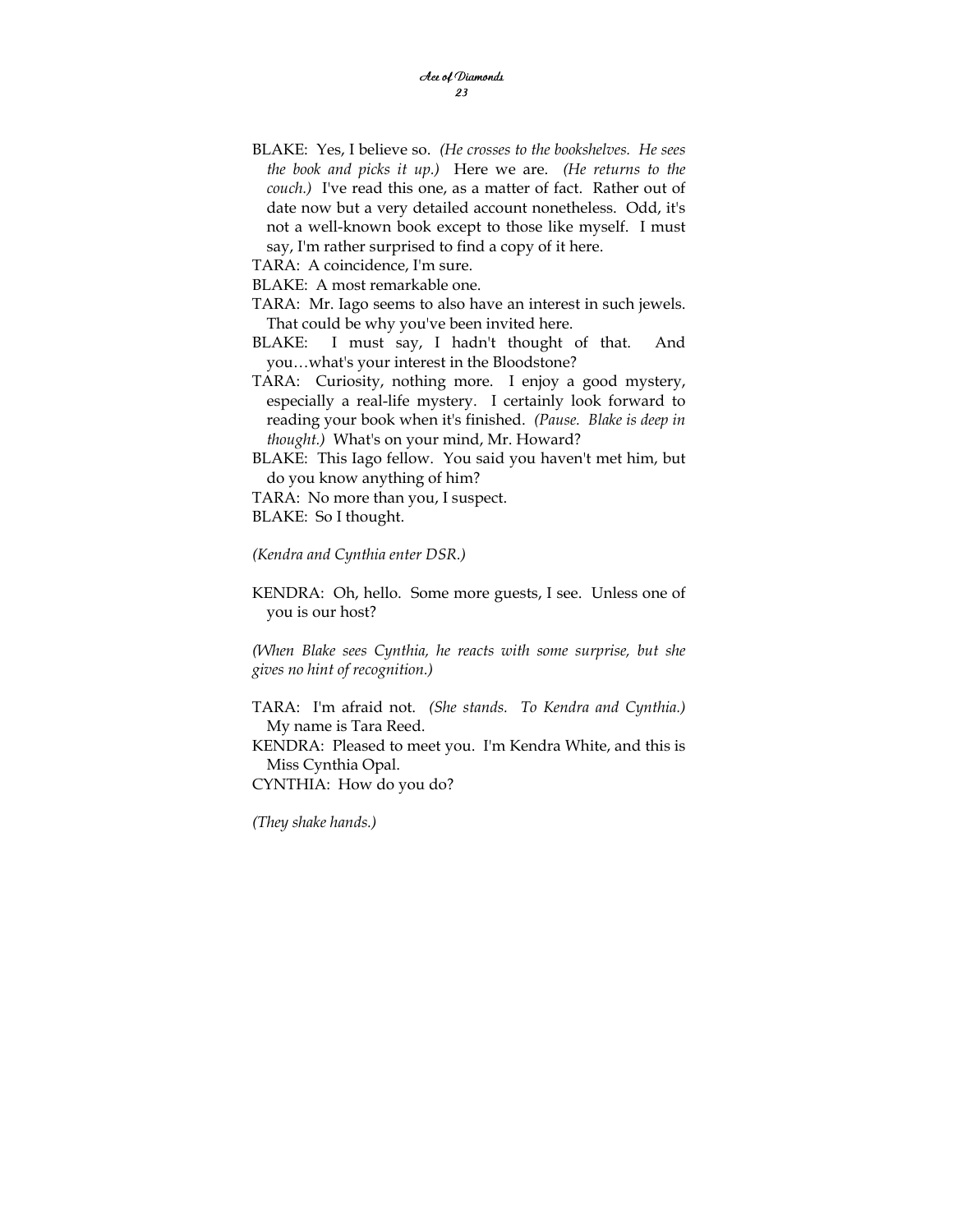BLAKE: Yes, I believe so. *(He crosses to the bookshelves. He sees the book and picks it up.)* Here we are. *(He returns to the couch.)* I've read this one, as a matter of fact. Rather out of date now but a very detailed account nonetheless. Odd, it's not a well-known book except to those like myself. I must say, I'm rather surprised to find a copy of it here.

TARA: A coincidence, I'm sure.

BLAKE: A most remarkable one.

TARA: Mr. Iago seems to also have an interest in such jewels. That could be why you've been invited here.

BLAKE: I must say, I hadn't thought of that. And you…what's your interest in the Bloodstone?

TARA: Curiosity, nothing more. I enjoy a good mystery, especially a real-life mystery. I certainly look forward to reading your book when it's finished. *(Pause. Blake is deep in thought.)* What's on your mind, Mr. Howard?

BLAKE: This Iago fellow. You said you haven't met him, but do you know anything of him?

TARA: No more than you, I suspect.

BLAKE: So I thought.

*(Kendra and Cynthia enter DSR.)*

KENDRA: Oh, hello. Some more guests, I see. Unless one of you is our host?

*(When Blake sees Cynthia, he reacts with some surprise, but she gives no hint of recognition.)*

TARA: I'm afraid not. *(She stands. To Kendra and Cynthia.)* My name is Tara Reed.

KENDRA: Pleased to meet you. I'm Kendra White, and this is Miss Cynthia Opal.

CYNTHIA: How do you do?

*(They shake hands.)*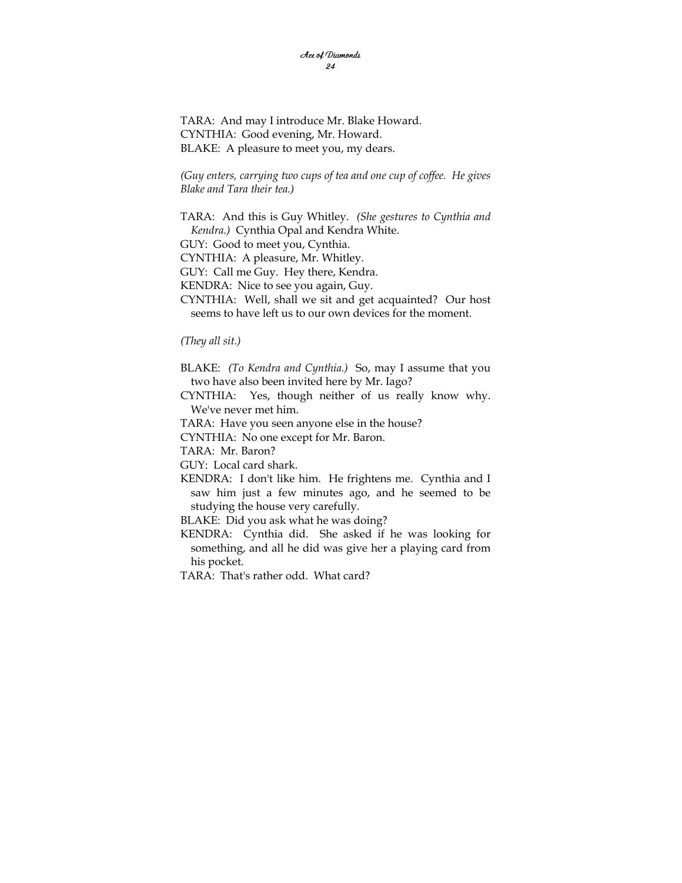TARA: And may I introduce Mr. Blake Howard.
CYNTHIA: Good evening, Mr. Howard.
BLAKE: A pleasure to meet you, my dears.

*(Guy enters, carrying two cups of tea and one cup of coffee. He gives Blake and Tara their tea.)*

TARA: And this is Guy Whitley. *(She gestures to Cynthia and Kendra.)* Cynthia Opal and Kendra White.
GUY: Good to meet you, Cynthia.
CYNTHIA: A pleasure, Mr. Whitley.
GUY: Call me Guy. Hey there, Kendra.
KENDRA: Nice to see you again, Guy.
CYNTHIA: Well, shall we sit and get acquainted? Our host seems to have left us to our own devices for the moment.

*(They all sit.)*

BLAKE: *(To Kendra and Cynthia.)* So, may I assume that you two have also been invited here by Mr. Iago?
CYNTHIA: Yes, though neither of us really know why. We've never met him.
TARA: Have you seen anyone else in the house?
CYNTHIA: No one except for Mr. Baron.
TARA: Mr. Baron?
GUY: Local card shark.
KENDRA: I don't like him. He frightens me. Cynthia and I saw him just a few minutes ago, and he seemed to be studying the house very carefully.
BLAKE: Did you ask what he was doing?
KENDRA: Cynthia did. She asked if he was looking for something, and all he did was give her a playing card from his pocket.
TARA: That's rather odd. What card?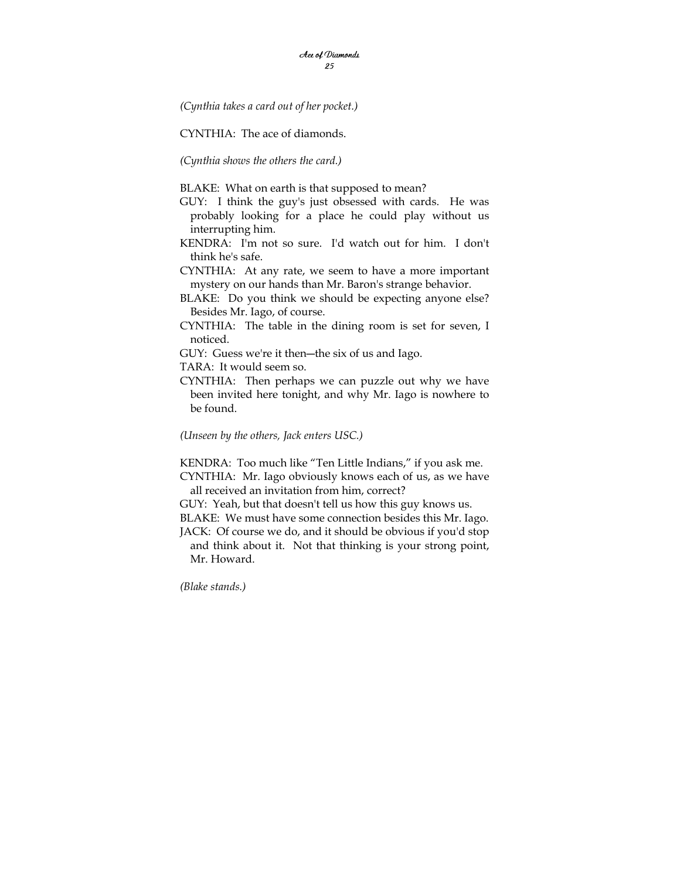*(Cynthia takes a card out of her pocket.)*

CYNTHIA: The ace of diamonds.

*(Cynthia shows the others the card.)*

BLAKE: What on earth is that supposed to mean?

GUY: I think the guy's just obsessed with cards. He was probably looking for a place he could play without us interrupting him.

KENDRA: I'm not so sure. I'd watch out for him. I don't think he's safe.

CYNTHIA: At any rate, we seem to have a more important mystery on our hands than Mr. Baron's strange behavior.

BLAKE: Do you think we should be expecting anyone else? Besides Mr. Iago, of course.

CYNTHIA: The table in the dining room is set for seven, I noticed.

GUY: Guess we're it then—the six of us and Iago.

TARA: It would seem so.

CYNTHIA: Then perhaps we can puzzle out why we have been invited here tonight, and why Mr. Iago is nowhere to be found.

*(Unseen by the others, Jack enters USC.)*

KENDRA: Too much like "Ten Little Indians," if you ask me.

CYNTHIA: Mr. Iago obviously knows each of us, as we have all received an invitation from him, correct?

GUY: Yeah, but that doesn't tell us how this guy knows us.

BLAKE: We must have some connection besides this Mr. Iago.

JACK: Of course we do, and it should be obvious if you'd stop and think about it. Not that thinking is your strong point, Mr. Howard.

*(Blake stands.)*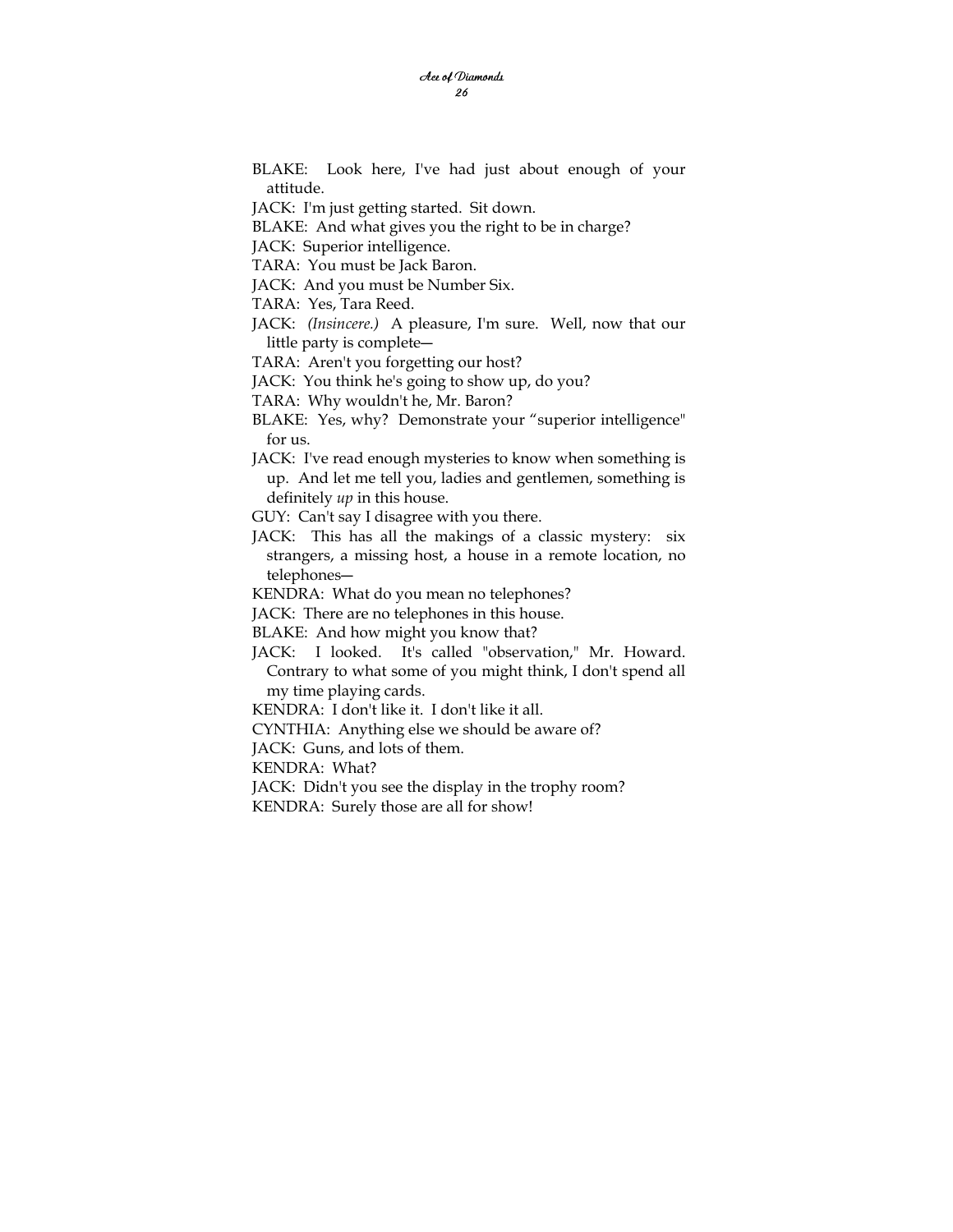BLAKE: Look here, I've had just about enough of your attitude.

JACK: I'm just getting started. Sit down.

BLAKE: And what gives you the right to be in charge?

JACK: Superior intelligence.

TARA: You must be Jack Baron.

JACK: And you must be Number Six.

TARA: Yes, Tara Reed.

JACK: *(Insincere.)* A pleasure, I'm sure. Well, now that our little party is complete—

TARA: Aren't you forgetting our host?

JACK: You think he's going to show up, do you?

TARA: Why wouldn't he, Mr. Baron?

BLAKE: Yes, why? Demonstrate your "superior intelligence" for us.

JACK: I've read enough mysteries to know when something is up. And let me tell you, ladies and gentlemen, something is definitely *up* in this house.

GUY: Can't say I disagree with you there.

JACK: This has all the makings of a classic mystery: six strangers, a missing host, a house in a remote location, no telephones—

KENDRA: What do you mean no telephones?

JACK: There are no telephones in this house.

BLAKE: And how might you know that?

JACK: I looked. It's called "observation," Mr. Howard. Contrary to what some of you might think, I don't spend all my time playing cards.

KENDRA: I don't like it. I don't like it all.

CYNTHIA: Anything else we should be aware of?

JACK: Guns, and lots of them.

KENDRA: What?

JACK: Didn't you see the display in the trophy room?

KENDRA: Surely those are all for show!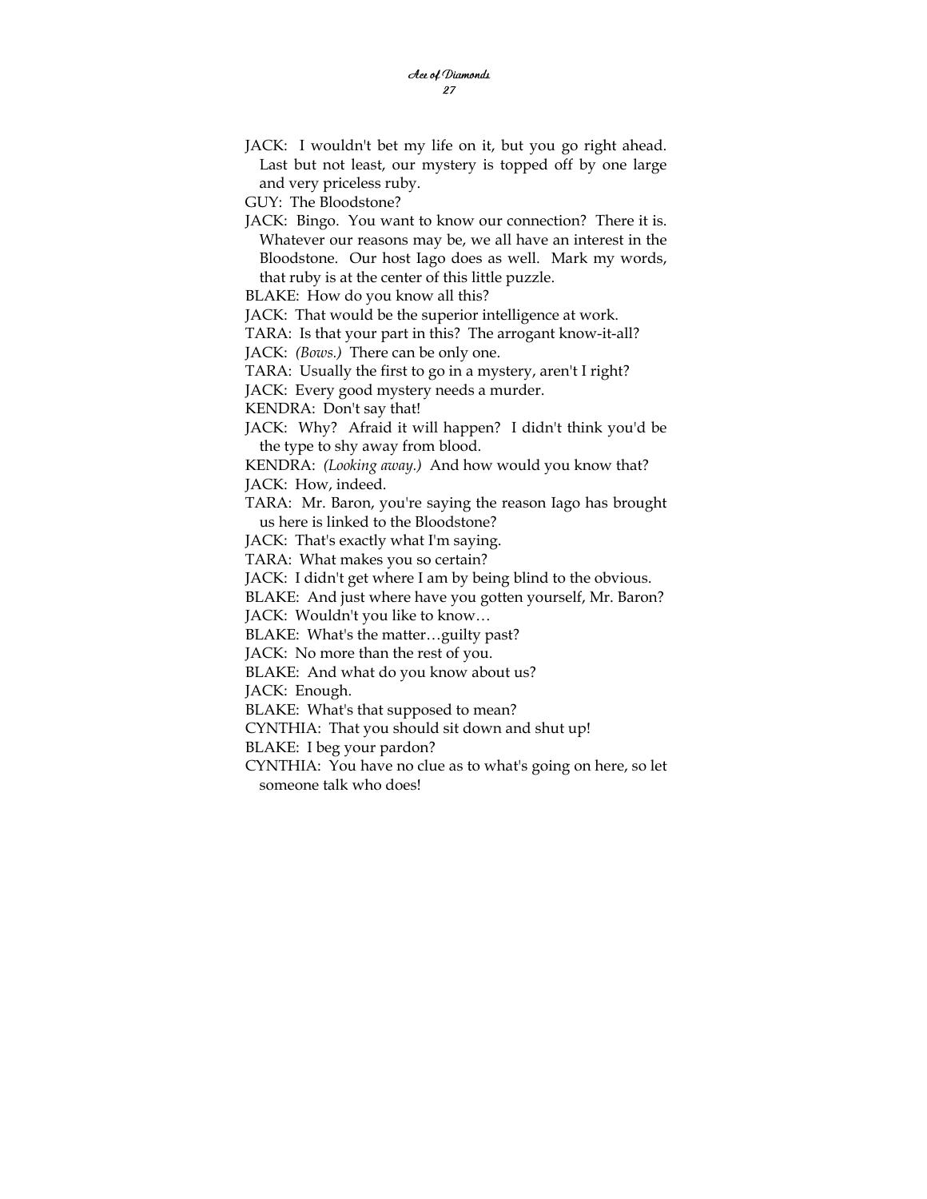JACK: I wouldn't bet my life on it, but you go right ahead. Last but not least, our mystery is topped off by one large and very priceless ruby.

GUY: The Bloodstone?

JACK: Bingo. You want to know our connection? There it is. Whatever our reasons may be, we all have an interest in the Bloodstone. Our host Iago does as well. Mark my words, that ruby is at the center of this little puzzle.

BLAKE: How do you know all this?

JACK: That would be the superior intelligence at work.

TARA: Is that your part in this? The arrogant know-it-all?

JACK: *(Bows.)* There can be only one.

TARA: Usually the first to go in a mystery, aren't I right?

JACK: Every good mystery needs a murder.

KENDRA: Don't say that!

JACK: Why? Afraid it will happen? I didn't think you'd be the type to shy away from blood.

KENDRA: *(Looking away.)* And how would you know that?

JACK: How, indeed.

TARA: Mr. Baron, you're saying the reason Iago has brought us here is linked to the Bloodstone?

JACK: That's exactly what I'm saying.

TARA: What makes you so certain?

JACK: I didn't get where I am by being blind to the obvious.

BLAKE: And just where have you gotten yourself, Mr. Baron?

JACK: Wouldn't you like to know…

BLAKE: What's the matter…guilty past?

JACK: No more than the rest of you.

BLAKE: And what do you know about us?

JACK: Enough.

BLAKE: What's that supposed to mean?

CYNTHIA: That you should sit down and shut up!

BLAKE: I beg your pardon?

CYNTHIA: You have no clue as to what's going on here, so let someone talk who does!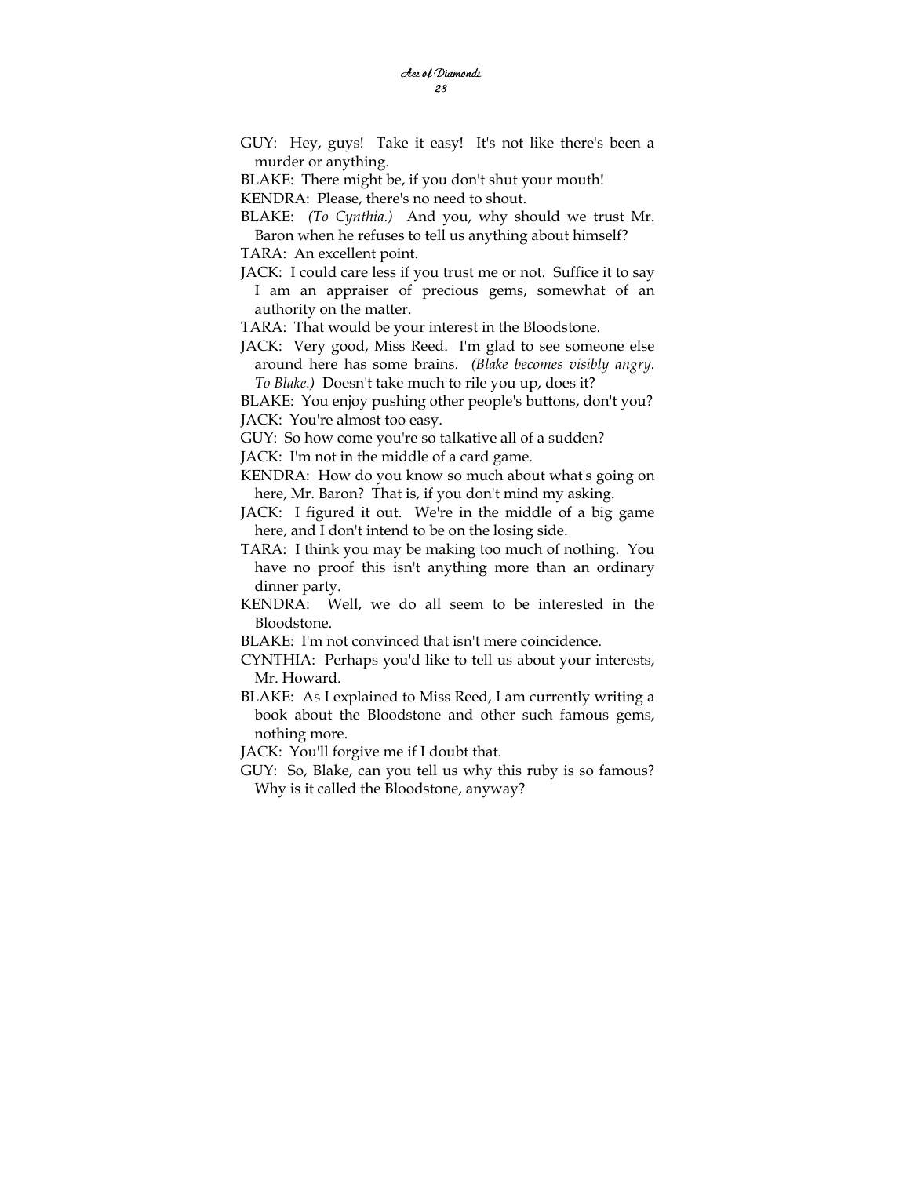GUY: Hey, guys! Take it easy! It's not like there's been a murder or anything.

BLAKE: There might be, if you don't shut your mouth!

KENDRA: Please, there's no need to shout.

BLAKE: *(To Cynthia.)* And you, why should we trust Mr. Baron when he refuses to tell us anything about himself?

TARA: An excellent point.

JACK: I could care less if you trust me or not. Suffice it to say I am an appraiser of precious gems, somewhat of an authority on the matter.

TARA: That would be your interest in the Bloodstone.

JACK: Very good, Miss Reed. I'm glad to see someone else around here has some brains. *(Blake becomes visibly angry. To Blake.)* Doesn't take much to rile you up, does it?

BLAKE: You enjoy pushing other people's buttons, don't you?

JACK: You're almost too easy.

GUY: So how come you're so talkative all of a sudden?

JACK: I'm not in the middle of a card game.

KENDRA: How do you know so much about what's going on here, Mr. Baron? That is, if you don't mind my asking.

JACK: I figured it out. We're in the middle of a big game here, and I don't intend to be on the losing side.

TARA: I think you may be making too much of nothing. You have no proof this isn't anything more than an ordinary dinner party.

KENDRA: Well, we do all seem to be interested in the Bloodstone.

BLAKE: I'm not convinced that isn't mere coincidence.

CYNTHIA: Perhaps you'd like to tell us about your interests, Mr. Howard.

BLAKE: As I explained to Miss Reed, I am currently writing a book about the Bloodstone and other such famous gems, nothing more.

JACK: You'll forgive me if I doubt that.

GUY: So, Blake, can you tell us why this ruby is so famous? Why is it called the Bloodstone, anyway?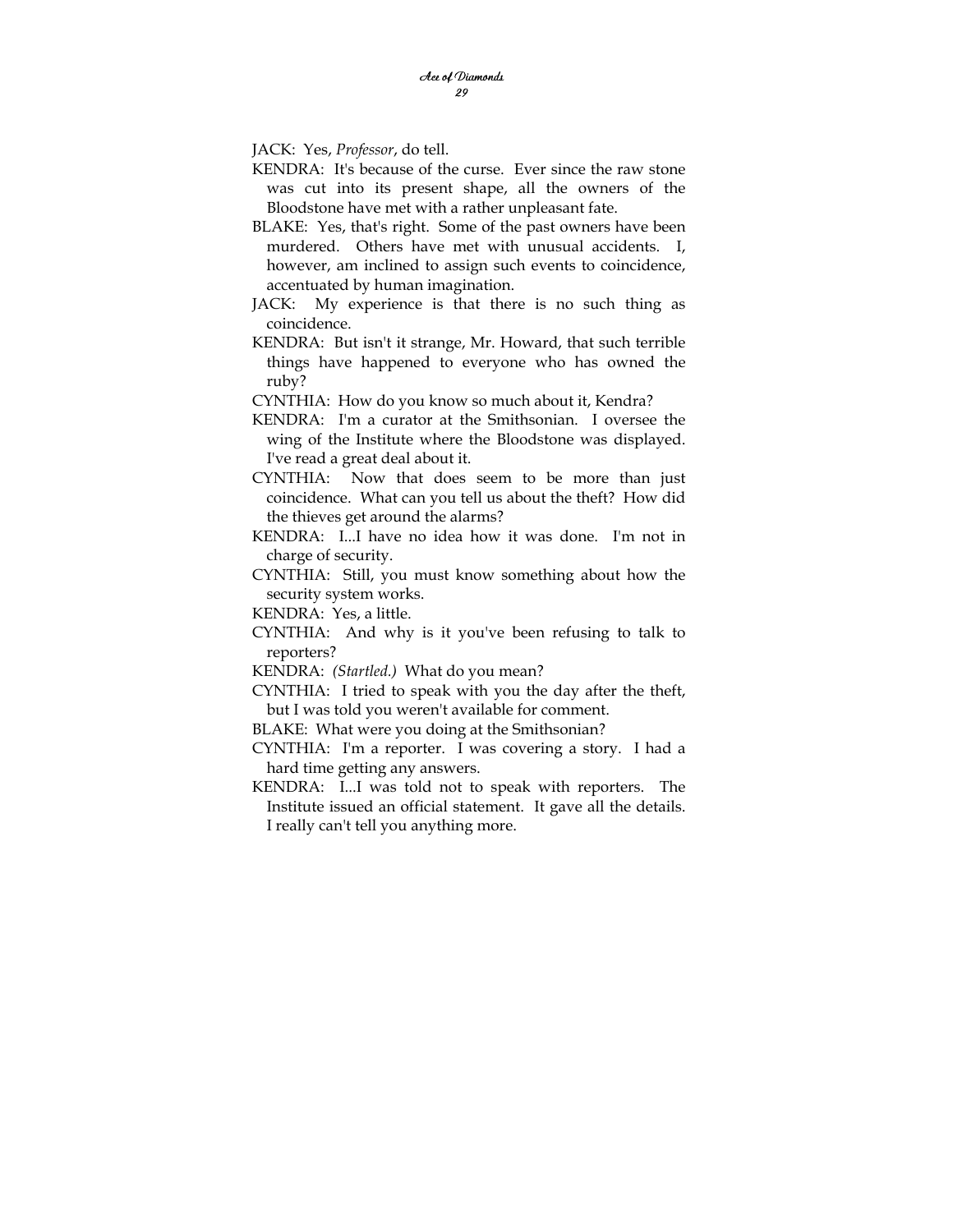JACK: Yes, *Professor*, do tell.

KENDRA: It's because of the curse. Ever since the raw stone was cut into its present shape, all the owners of the Bloodstone have met with a rather unpleasant fate.

BLAKE: Yes, that's right. Some of the past owners have been murdered. Others have met with unusual accidents. I, however, am inclined to assign such events to coincidence, accentuated by human imagination.

JACK: My experience is that there is no such thing as coincidence.

KENDRA: But isn't it strange, Mr. Howard, that such terrible things have happened to everyone who has owned the ruby?

CYNTHIA: How do you know so much about it, Kendra?

KENDRA: I'm a curator at the Smithsonian. I oversee the wing of the Institute where the Bloodstone was displayed. I've read a great deal about it.

CYNTHIA: Now that does seem to be more than just coincidence. What can you tell us about the theft? How did the thieves get around the alarms?

KENDRA: I...I have no idea how it was done. I'm not in charge of security.

CYNTHIA: Still, you must know something about how the security system works.

KENDRA: Yes, a little.

CYNTHIA: And why is it you've been refusing to talk to reporters?

KENDRA: *(Startled.)* What do you mean?

CYNTHIA: I tried to speak with you the day after the theft, but I was told you weren't available for comment.

BLAKE: What were you doing at the Smithsonian?

CYNTHIA: I'm a reporter. I was covering a story. I had a hard time getting any answers.

KENDRA: I...I was told not to speak with reporters. The Institute issued an official statement. It gave all the details. I really can't tell you anything more.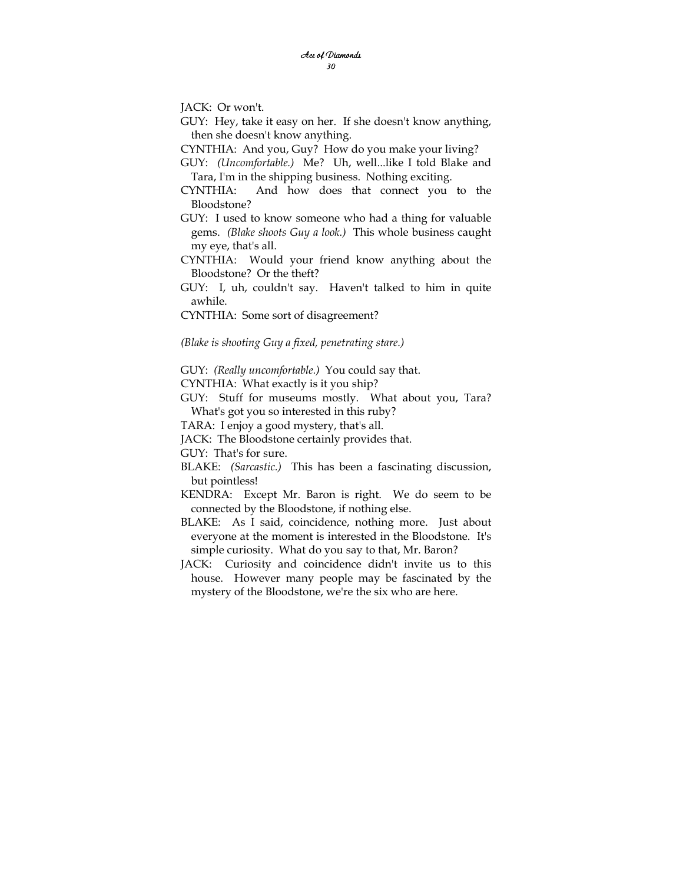JACK: Or won't.

GUY: Hey, take it easy on her. If she doesn't know anything, then she doesn't know anything.

CYNTHIA: And you, Guy? How do you make your living?

GUY: *(Uncomfortable.)* Me? Uh, well...like I told Blake and Tara, I'm in the shipping business. Nothing exciting.

CYNTHIA: And how does that connect you to the Bloodstone?

GUY: I used to know someone who had a thing for valuable gems. *(Blake shoots Guy a look.)* This whole business caught my eye, that's all.

CYNTHIA: Would your friend know anything about the Bloodstone? Or the theft?

GUY: I, uh, couldn't say. Haven't talked to him in quite awhile.

CYNTHIA: Some sort of disagreement?

*(Blake is shooting Guy a fixed, penetrating stare.)*

GUY: *(Really uncomfortable.)* You could say that.

CYNTHIA: What exactly is it you ship?

GUY: Stuff for museums mostly. What about you, Tara? What's got you so interested in this ruby?

TARA: I enjoy a good mystery, that's all.

JACK: The Bloodstone certainly provides that.

GUY: That's for sure.

BLAKE: *(Sarcastic.)* This has been a fascinating discussion, but pointless!

KENDRA: Except Mr. Baron is right. We do seem to be connected by the Bloodstone, if nothing else.

BLAKE: As I said, coincidence, nothing more. Just about everyone at the moment is interested in the Bloodstone. It's simple curiosity. What do you say to that, Mr. Baron?

JACK: Curiosity and coincidence didn't invite us to this house. However many people may be fascinated by the mystery of the Bloodstone, we're the six who are here.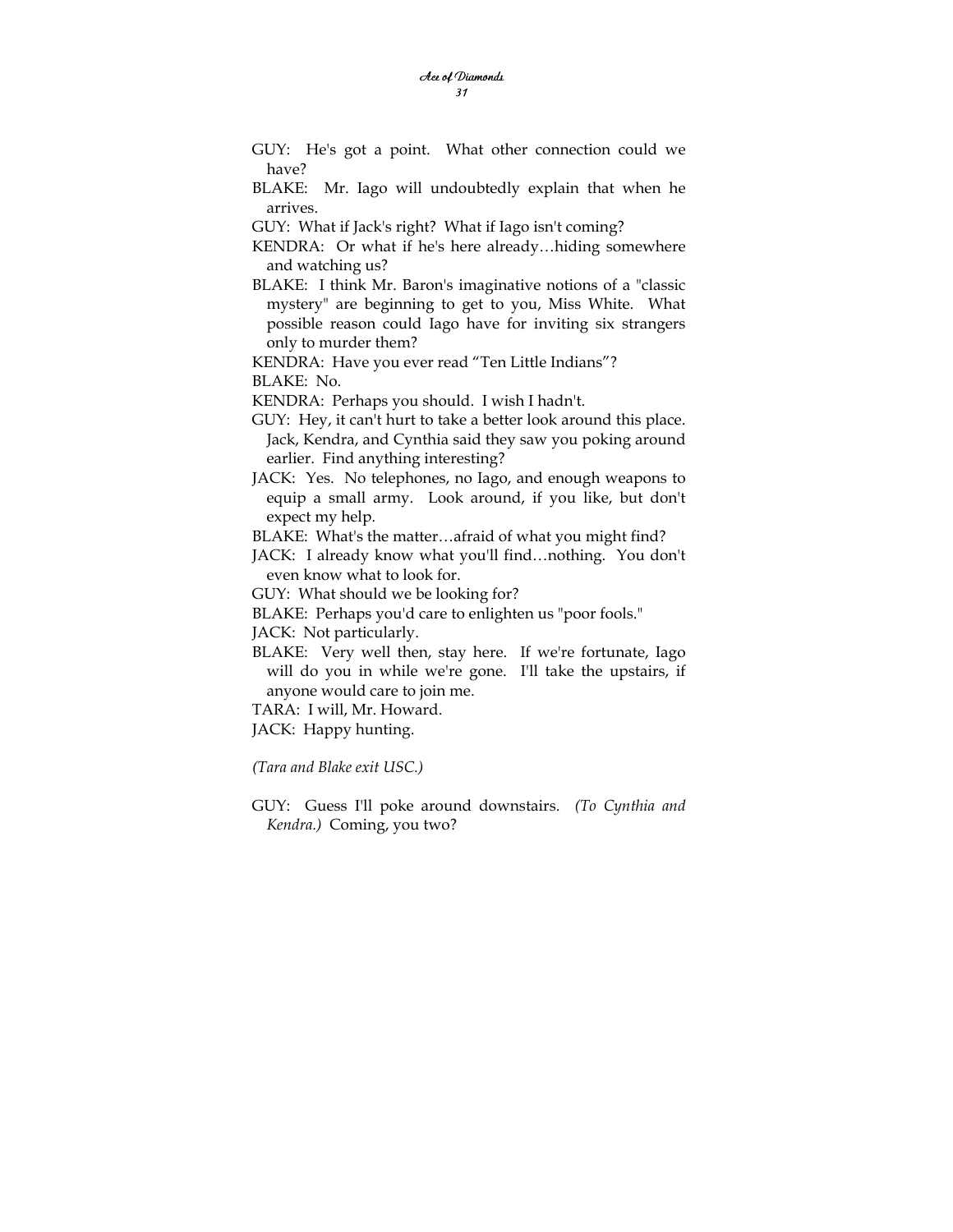GUY: He's got a point. What other connection could we have?

BLAKE: Mr. Iago will undoubtedly explain that when he arrives.

GUY: What if Jack's right? What if Iago isn't coming?

KENDRA: Or what if he's here already…hiding somewhere and watching us?

BLAKE: I think Mr. Baron's imaginative notions of a "classic mystery" are beginning to get to you, Miss White. What possible reason could Iago have for inviting six strangers only to murder them?

KENDRA: Have you ever read "Ten Little Indians"?

BLAKE: No.

KENDRA: Perhaps you should. I wish I hadn't.

GUY: Hey, it can't hurt to take a better look around this place. Jack, Kendra, and Cynthia said they saw you poking around earlier. Find anything interesting?

JACK: Yes. No telephones, no Iago, and enough weapons to equip a small army. Look around, if you like, but don't expect my help.

BLAKE: What's the matter…afraid of what you might find?

JACK: I already know what you'll find…nothing. You don't even know what to look for.

GUY: What should we be looking for?

BLAKE: Perhaps you'd care to enlighten us "poor fools."

JACK: Not particularly.

BLAKE: Very well then, stay here. If we're fortunate, Iago will do you in while we're gone. I'll take the upstairs, if anyone would care to join me.

TARA: I will, Mr. Howard.

JACK: Happy hunting.

*(Tara and Blake exit USC.)*

GUY: Guess I'll poke around downstairs. *(To Cynthia and Kendra.)* Coming, you two?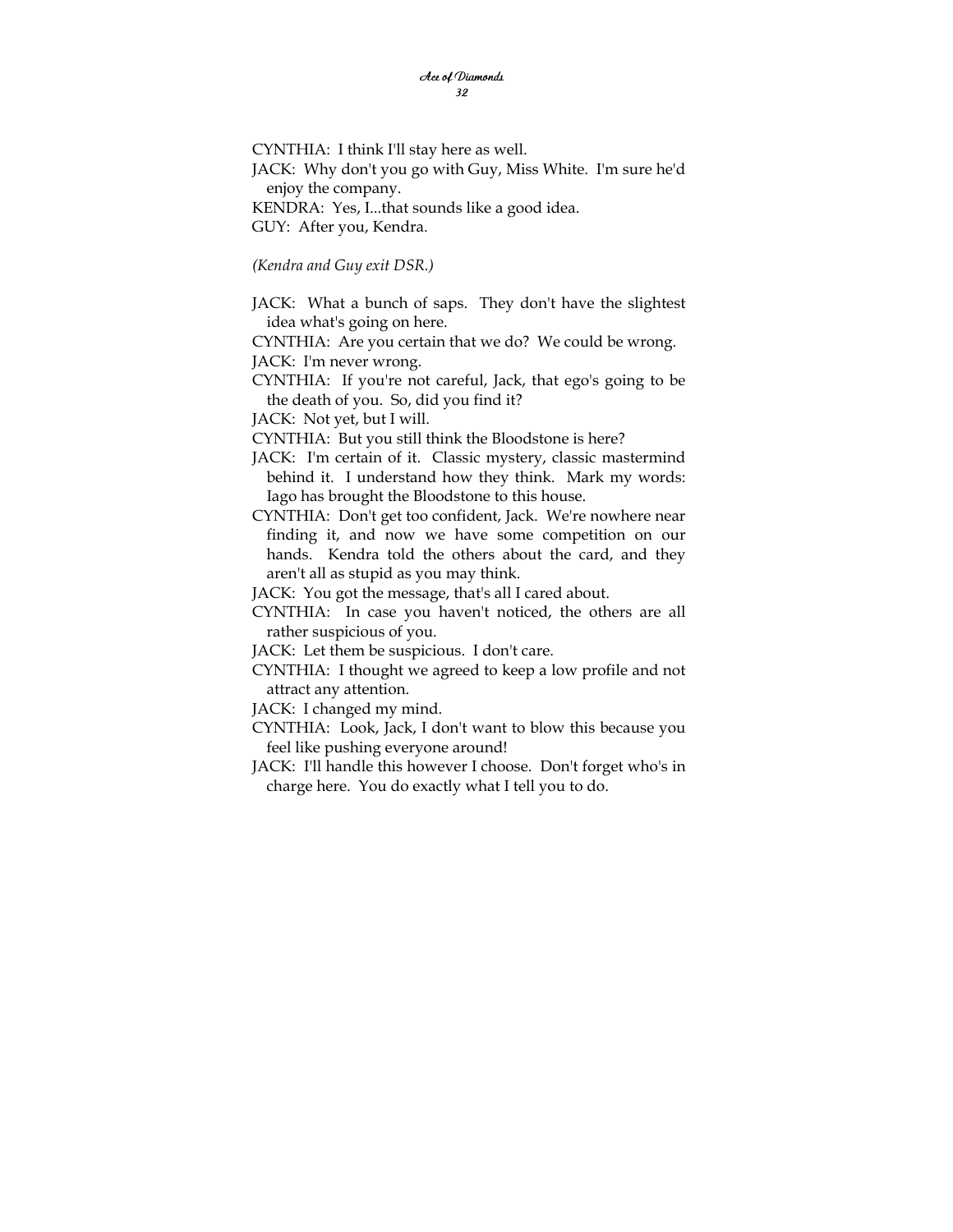CYNTHIA: I think I'll stay here as well.

JACK: Why don't you go with Guy, Miss White. I'm sure he'd enjoy the company.

KENDRA: Yes, I...that sounds like a good idea.

GUY: After you, Kendra.

*(Kendra and Guy exit DSR.)*

JACK: What a bunch of saps. They don't have the slightest idea what's going on here.

CYNTHIA: Are you certain that we do? We could be wrong.

JACK: I'm never wrong.

CYNTHIA: If you're not careful, Jack, that ego's going to be the death of you. So, did you find it?

JACK: Not yet, but I will.

CYNTHIA: But you still think the Bloodstone is here?

JACK: I'm certain of it. Classic mystery, classic mastermind behind it. I understand how they think. Mark my words: Iago has brought the Bloodstone to this house.

CYNTHIA: Don't get too confident, Jack. We're nowhere near finding it, and now we have some competition on our hands. Kendra told the others about the card, and they aren't all as stupid as you may think.

JACK: You got the message, that's all I cared about.

CYNTHIA: In case you haven't noticed, the others are all rather suspicious of you.

JACK: Let them be suspicious. I don't care.

CYNTHIA: I thought we agreed to keep a low profile and not attract any attention.

JACK: I changed my mind.

CYNTHIA: Look, Jack, I don't want to blow this because you feel like pushing everyone around!

JACK: I'll handle this however I choose. Don't forget who's in charge here. You do exactly what I tell you to do.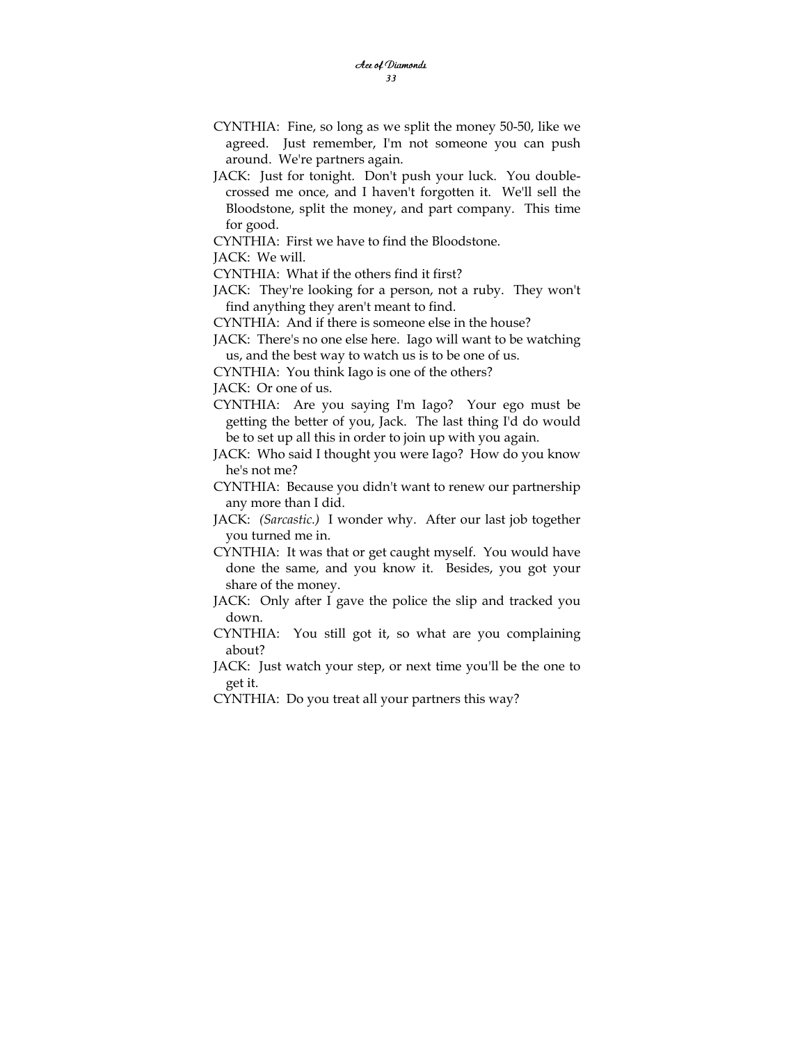CYNTHIA: Fine, so long as we split the money 50-50, like we agreed. Just remember, I'm not someone you can push around. We're partners again.

JACK: Just for tonight. Don't push your luck. You double-crossed me once, and I haven't forgotten it. We'll sell the Bloodstone, split the money, and part company. This time for good.

CYNTHIA: First we have to find the Bloodstone.

JACK: We will.

CYNTHIA: What if the others find it first?

JACK: They're looking for a person, not a ruby. They won't find anything they aren't meant to find.

CYNTHIA: And if there is someone else in the house?

JACK: There's no one else here. Iago will want to be watching us, and the best way to watch us is to be one of us.

CYNTHIA: You think Iago is one of the others?

JACK: Or one of us.

CYNTHIA: Are you saying I'm Iago? Your ego must be getting the better of you, Jack. The last thing I'd do would be to set up all this in order to join up with you again.

JACK: Who said I thought you were Iago? How do you know he's not me?

CYNTHIA: Because you didn't want to renew our partnership any more than I did.

JACK: *(Sarcastic.)* I wonder why. After our last job together you turned me in.

CYNTHIA: It was that or get caught myself. You would have done the same, and you know it. Besides, you got your share of the money.

JACK: Only after I gave the police the slip and tracked you down.

CYNTHIA: You still got it, so what are you complaining about?

JACK: Just watch your step, or next time you'll be the one to get it.

CYNTHIA: Do you treat all your partners this way?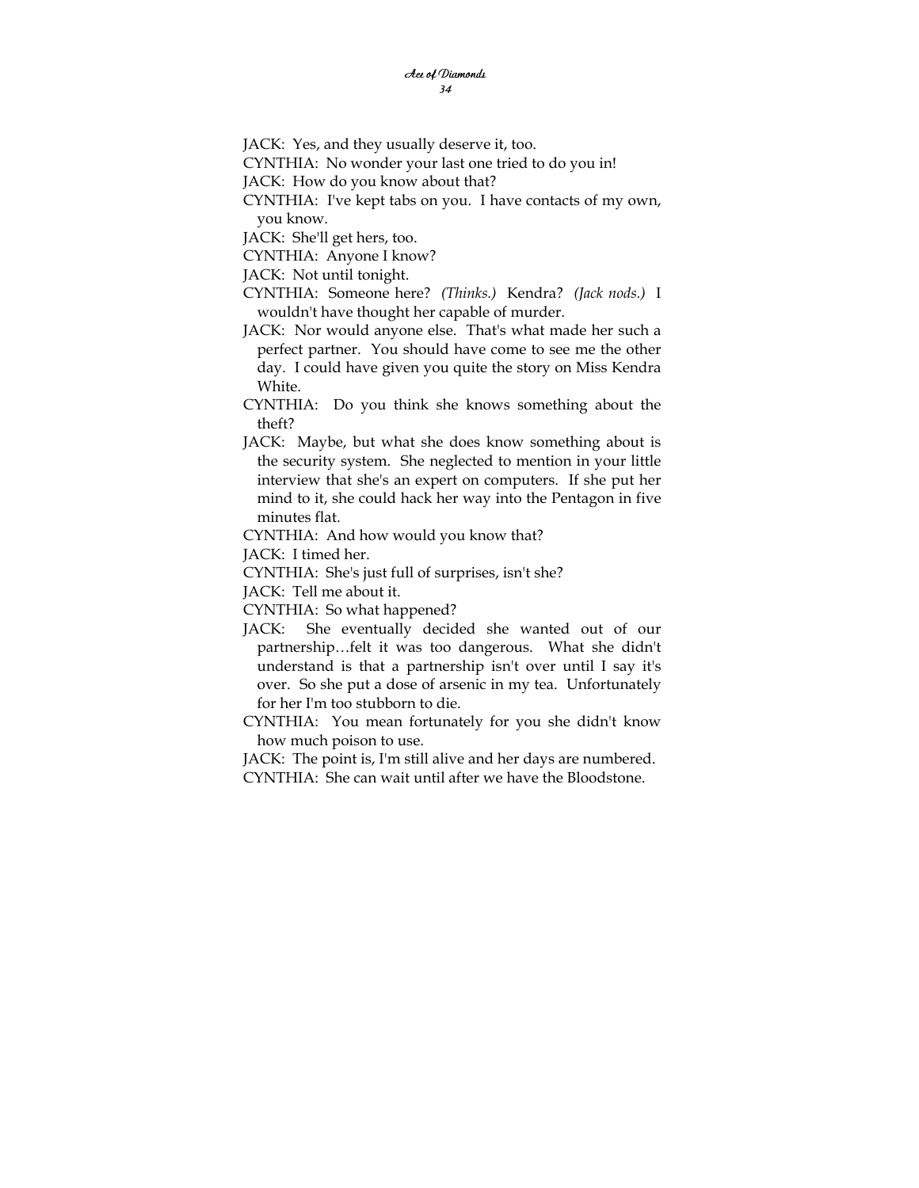JACK: Yes, and they usually deserve it, too.

CYNTHIA: No wonder your last one tried to do you in!

JACK: How do you know about that?

CYNTHIA: I've kept tabs on you. I have contacts of my own, you know.

JACK: She'll get hers, too.

CYNTHIA: Anyone I know?

JACK: Not until tonight.

CYNTHIA: Someone here? *(Thinks.)* Kendra? *(Jack nods.)* I wouldn't have thought her capable of murder.

JACK: Nor would anyone else. That's what made her such a perfect partner. You should have come to see me the other day. I could have given you quite the story on Miss Kendra White.

CYNTHIA: Do you think she knows something about the theft?

JACK: Maybe, but what she does know something about is the security system. She neglected to mention in your little interview that she's an expert on computers. If she put her mind to it, she could hack her way into the Pentagon in five minutes flat.

CYNTHIA: And how would you know that?

JACK: I timed her.

CYNTHIA: She's just full of surprises, isn't she?

JACK: Tell me about it.

CYNTHIA: So what happened?

JACK: She eventually decided she wanted out of our partnership…felt it was too dangerous. What she didn't understand is that a partnership isn't over until I say it's over. So she put a dose of arsenic in my tea. Unfortunately for her I'm too stubborn to die.

CYNTHIA: You mean fortunately for you she didn't know how much poison to use.

JACK: The point is, I'm still alive and her days are numbered.

CYNTHIA: She can wait until after we have the Bloodstone.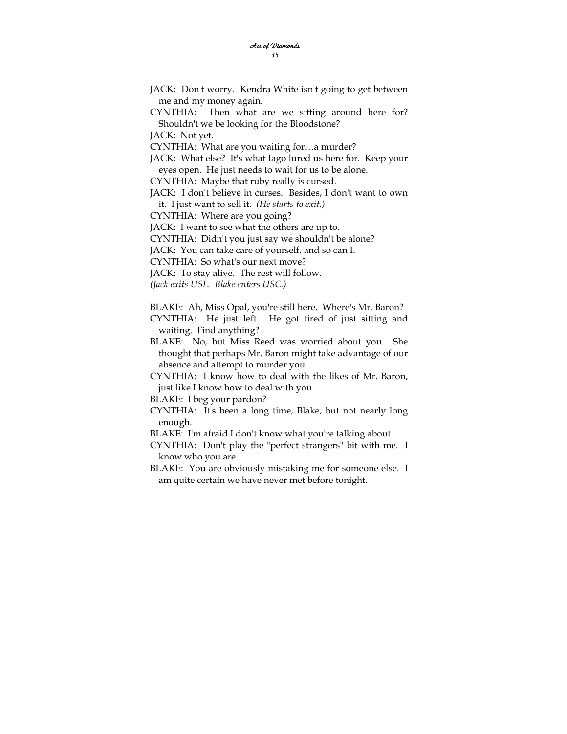JACK: Don't worry. Kendra White isn't going to get between me and my money again.

CYNTHIA: Then what are we sitting around here for? Shouldn't we be looking for the Bloodstone?

JACK: Not yet.

CYNTHIA: What are you waiting for…a murder?

JACK: What else? It's what Iago lured us here for. Keep your eyes open. He just needs to wait for us to be alone.

CYNTHIA: Maybe that ruby really is cursed.

JACK: I don't believe in curses. Besides, I don't want to own it. I just want to sell it. *(He starts to exit.)*

CYNTHIA: Where are you going?

JACK: I want to see what the others are up to.

CYNTHIA: Didn't you just say we shouldn't be alone?

JACK: You can take care of yourself, and so can I.

CYNTHIA: So what's our next move?

JACK: To stay alive. The rest will follow.

*(Jack exits USL. Blake enters USC.)*

BLAKE: Ah, Miss Opal, you're still here. Where's Mr. Baron?

CYNTHIA: He just left. He got tired of just sitting and waiting. Find anything?

BLAKE: No, but Miss Reed was worried about you. She thought that perhaps Mr. Baron might take advantage of our absence and attempt to murder you.

CYNTHIA: I know how to deal with the likes of Mr. Baron, just like I know how to deal with you.

BLAKE: I beg your pardon?

CYNTHIA: It's been a long time, Blake, but not nearly long enough.

BLAKE: I'm afraid I don't know what you're talking about.

CYNTHIA: Don't play the "perfect strangers" bit with me. I know who you are.

BLAKE: You are obviously mistaking me for someone else. I am quite certain we have never met before tonight.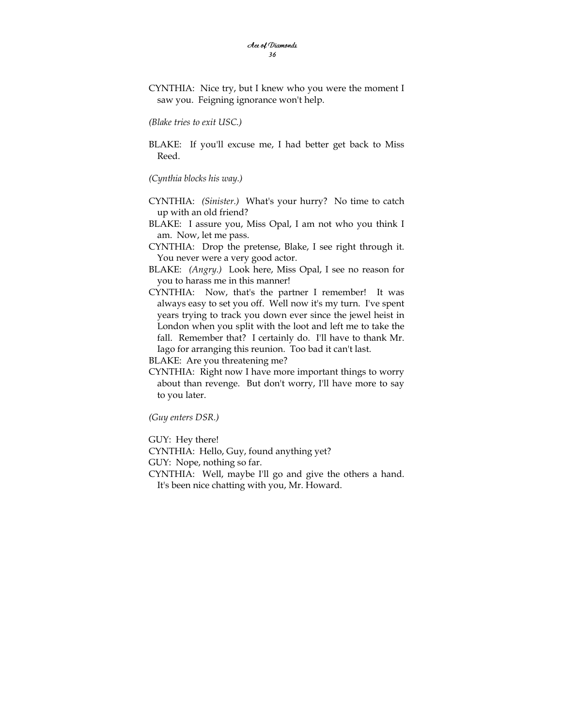CYNTHIA: Nice try, but I knew who you were the moment I saw you. Feigning ignorance won't help.

*(Blake tries to exit USC.)*

BLAKE: If you'll excuse me, I had better get back to Miss Reed.

*(Cynthia blocks his way.)*

CYNTHIA: *(Sinister.)* What's your hurry? No time to catch up with an old friend?

BLAKE: I assure you, Miss Opal, I am not who you think I am. Now, let me pass.

CYNTHIA: Drop the pretense, Blake, I see right through it. You never were a very good actor.

BLAKE: *(Angry.)* Look here, Miss Opal, I see no reason for you to harass me in this manner!

CYNTHIA: Now, that's the partner I remember! It was always easy to set you off. Well now it's my turn. I've spent years trying to track you down ever since the jewel heist in London when you split with the loot and left me to take the fall. Remember that? I certainly do. I'll have to thank Mr. Iago for arranging this reunion. Too bad it can't last.

BLAKE: Are you threatening me?

CYNTHIA: Right now I have more important things to worry about than revenge. But don't worry, I'll have more to say to you later.

*(Guy enters DSR.)*

GUY: Hey there!

CYNTHIA: Hello, Guy, found anything yet?

GUY: Nope, nothing so far.

CYNTHIA: Well, maybe I'll go and give the others a hand. It's been nice chatting with you, Mr. Howard.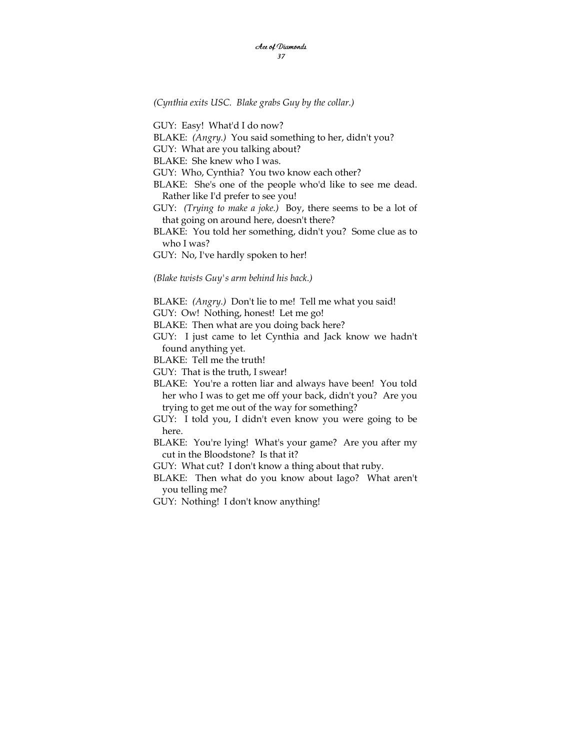*(Cynthia exits USC. Blake grabs Guy by the collar.)*

GUY: Easy! What'd I do now?

BLAKE: *(Angry.)* You said something to her, didn't you?

GUY: What are you talking about?

BLAKE: She knew who I was.

GUY: Who, Cynthia? You two know each other?

BLAKE: She's one of the people who'd like to see me dead. Rather like I'd prefer to see you!

GUY: *(Trying to make a joke.)* Boy, there seems to be a lot of that going on around here, doesn't there?

BLAKE: You told her something, didn't you? Some clue as to who I was?

GUY: No, I've hardly spoken to her!

*(Blake twists Guy's arm behind his back.)*

BLAKE: *(Angry.)* Don't lie to me! Tell me what you said!

GUY: Ow! Nothing, honest! Let me go!

BLAKE: Then what are you doing back here?

GUY: I just came to let Cynthia and Jack know we hadn't found anything yet.

BLAKE: Tell me the truth!

GUY: That is the truth, I swear!

BLAKE: You're a rotten liar and always have been! You told her who I was to get me off your back, didn't you? Are you trying to get me out of the way for something?

GUY: I told you, I didn't even know you were going to be here.

BLAKE: You're lying! What's your game? Are you after my cut in the Bloodstone? Is that it?

GUY: What cut? I don't know a thing about that ruby.

BLAKE: Then what do you know about Iago? What aren't you telling me?

GUY: Nothing! I don't know anything!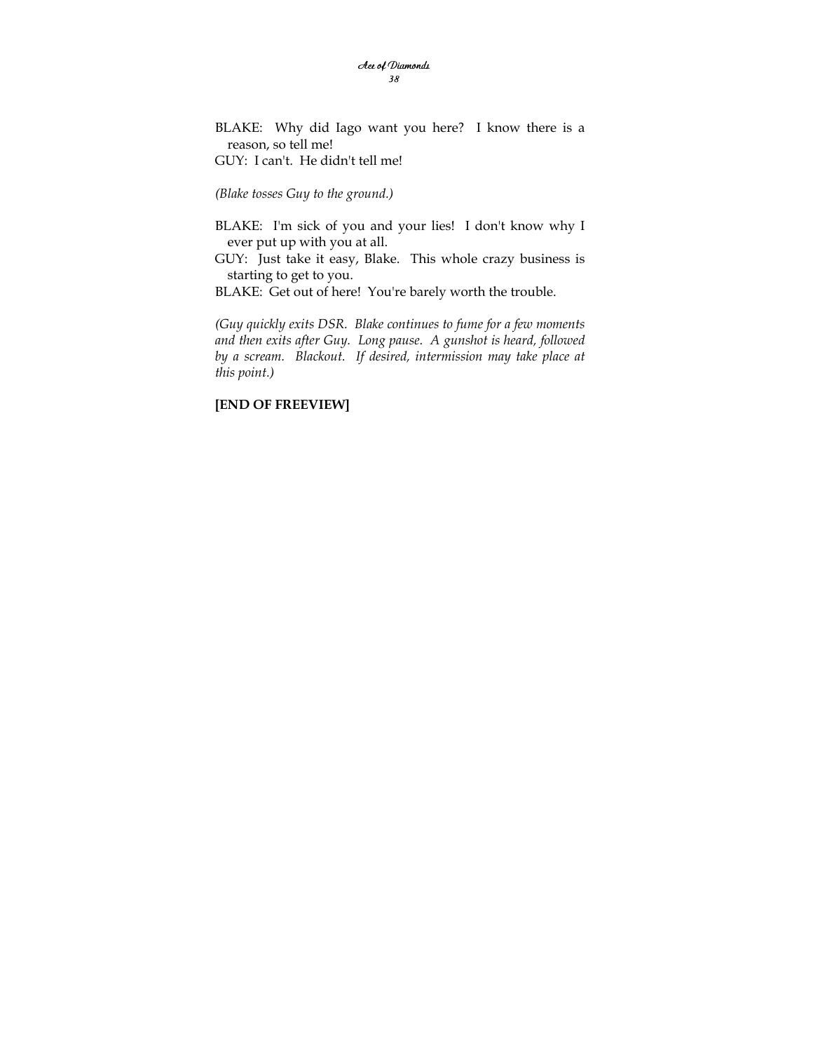BLAKE: Why did Iago want you here? I know there is a reason, so tell me!

GUY: I can't. He didn't tell me!

*(Blake tosses Guy to the ground.)*

BLAKE: I'm sick of you and your lies! I don't know why I ever put up with you at all.

GUY: Just take it easy, Blake. This whole crazy business is starting to get to you.

BLAKE: Get out of here! You're barely worth the trouble.

*(Guy quickly exits DSR. Blake continues to fume for a few moments and then exits after Guy. Long pause. A gunshot is heard, followed by a scream. Blackout. If desired, intermission may take place at this point.)*

**[END OF FREEVIEW]**